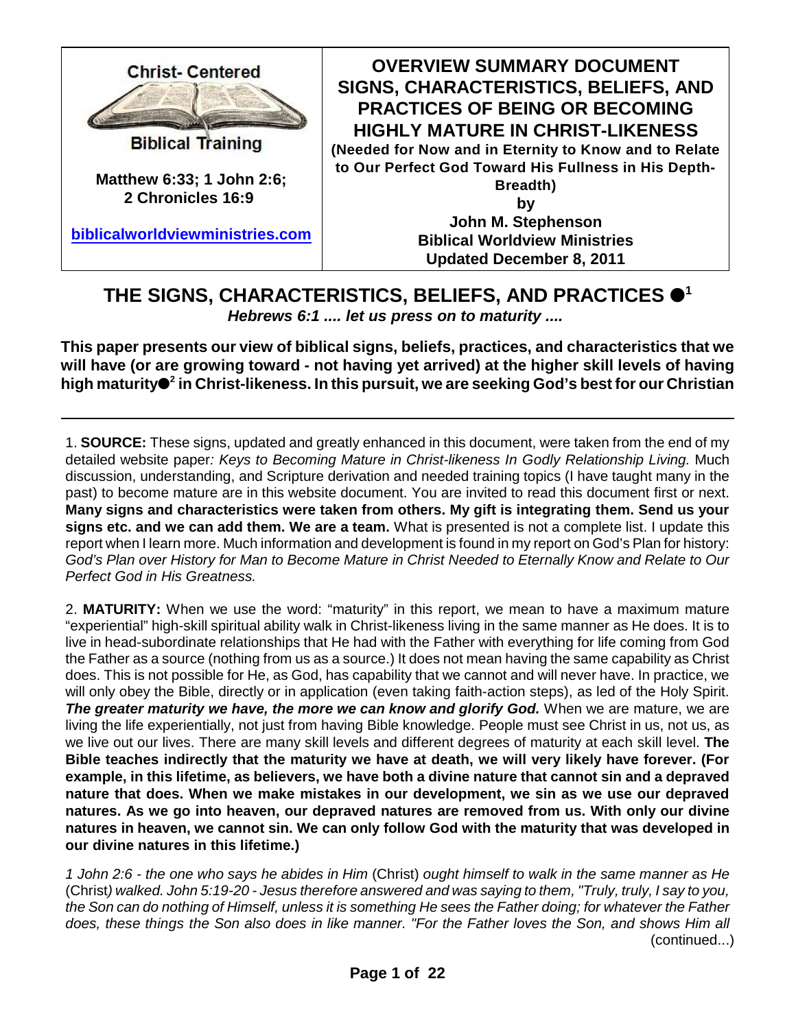| Christ- Centered Biblical Training<br><br>**Matthew 6:33; 1 John 2:6; 2 Chronicles 16:9**<br><br>**biblicalworldviewministries.com** | **OVERVIEW SUMMARY DOCUMENT SIGNS, CHARACTERISTICS, BELIEFS, AND PRACTICES OF BEING OR BECOMING HIGHLY MATURE IN CHRIST-LIKENESS**<br>**(Needed for Now and in Eternity to Know and to Relate to Our Perfect God Toward His Fullness in His Depth-Breadth)**<br>**by**<br>**John M. Stephenson**<br>**Biblical Worldview Ministries**<br>**Updated December 8, 2011** |
|---|---|

# THE SIGNS, CHARACTERISTICS, BELIEFS, AND PRACTICES ●[1]

***Hebrews 6:1 .... let us press on to maturity ....***

**This paper presents our view of biblical signs, beliefs, practices, and characteristics that we will have (or are growing toward - not having yet arrived) at the higher skill levels of having high maturity●[2] in Christ-likeness. In this pursuit, we are seeking God's best for our Christian**

---

1. **SOURCE:** These signs, updated and greatly enhanced in this document, were taken from the end of my detailed website paper*: Keys to Becoming Mature in Christ-likeness In Godly Relationship Living.* Much discussion, understanding, and Scripture derivation and needed training topics (I have taught many in the past) to become mature are in this website document. You are invited to read this document first or next. **Many signs and characteristics were taken from others. My gift is integrating them. Send us your signs etc. and we can add them. We are a team.** What is presented is not a complete list. I update this report when I learn more. Much information and development is found in my report on God's Plan for history: *God's Plan over History for Man to Become Mature in Christ Needed to Eternally Know and Relate to Our Perfect God in His Greatness.*

2. **MATURITY:** When we use the word: "maturity" in this report, we mean to have a maximum mature "experiential" high-skill spiritual ability walk in Christ-likeness living in the same manner as He does. It is to live in head-subordinate relationships that He had with the Father with everything for life coming from God the Father as a source (nothing from us as a source.) It does not mean having the same capability as Christ does. This is not possible for He, as God, has capability that we cannot and will never have. In practice, we will only obey the Bible, directly or in application (even taking faith-action steps), as led of the Holy Spirit. ***The greater maturity we have, the more we can know and glorify God.*** When we are mature, we are living the life experientially, not just from having Bible knowledge. People must see Christ in us, not us, as we live out our lives. There are many skill levels and different degrees of maturity at each skill level. **The Bible teaches indirectly that the maturity we have at death, we will very likely have forever. (For example, in this lifetime, as believers, we have both a divine nature that cannot sin and a depraved nature that does. When we make mistakes in our development, we sin as we use our depraved natures. As we go into heaven, our depraved natures are removed from us. With only our divine natures in heaven, we cannot sin. We can only follow God with the maturity that was developed in our divine natures in this lifetime.)**

*1 John 2:6 - the one who says he abides in Him* (Christ) *ought himself to walk in the same manner as He* (Christ*) walked. John 5:19-20 - Jesus therefore answered and was saying to them, "Truly, truly, I say to you, the Son can do nothing of Himself, unless it is something He sees the Father doing; for whatever the Father does, these things the Son also does in like manner. "For the Father loves the Son, and shows Him all* (continued...)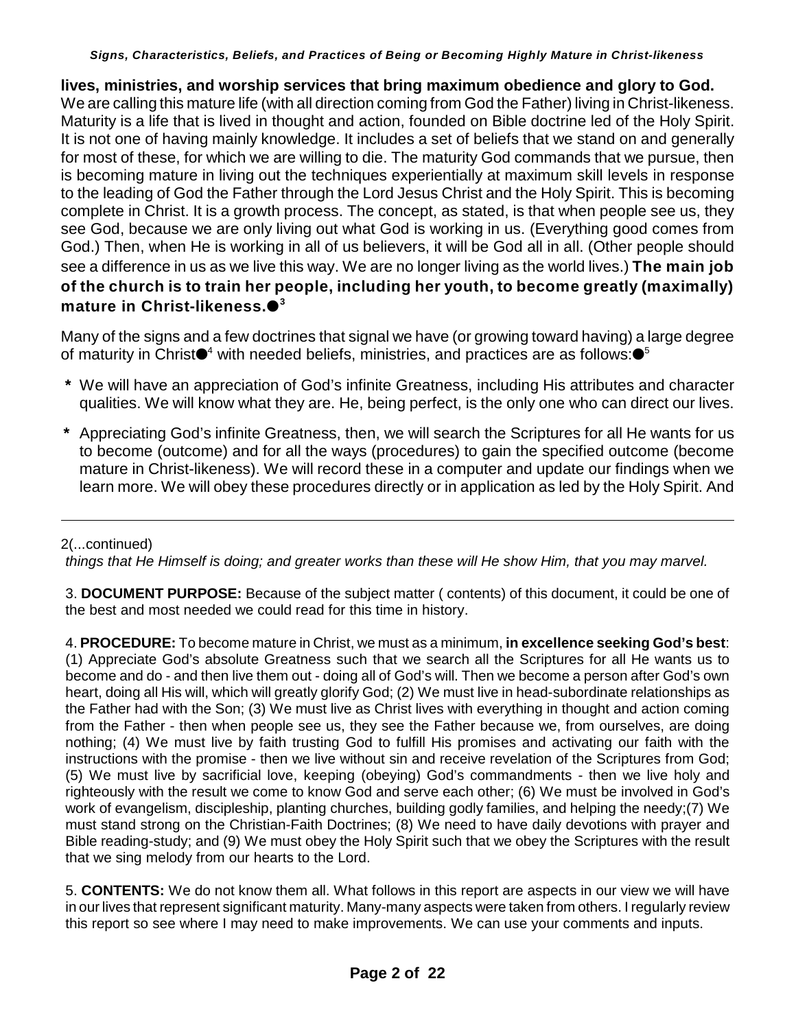**lives, ministries, and worship services that bring maximum obedience and glory to God.** We are calling this mature life (with all direction coming from God the Father) living in Christ-likeness. Maturity is a life that is lived in thought and action, founded on Bible doctrine led of the Holy Spirit. It is not one of having mainly knowledge. It includes a set of beliefs that we stand on and generally for most of these, for which we are willing to die. The maturity God commands that we pursue, then is becoming mature in living out the techniques experientially at maximum skill levels in response to the leading of God the Father through the Lord Jesus Christ and the Holy Spirit. This is becoming complete in Christ. It is a growth process. The concept, as stated, is that when people see us, they see God, because we are only living out what God is working in us. (Everything good comes from God.) Then, when He is working in all of us believers, it will be God all in all. (Other people should see a difference in us as we live this way. We are no longer living as the world lives.) **The main job of the church is to train her people, including her youth, to become greatly (maximally) mature in Christ-likeness.**●[3]

Many of the signs and a few doctrines that signal we have (or growing toward having) a large degree of maturity in Christ●[4] with needed beliefs, ministries, and practices are as follows:●[5]

* We will have an appreciation of God's infinite Greatness, including His attributes and character qualities. We will know what they are. He, being perfect, is the only one who can direct our lives.

* Appreciating God's infinite Greatness, then, we will search the Scriptures for all He wants for us to become (outcome) and for all the ways (procedures) to gain the specified outcome (become mature in Christ-likeness). We will record these in a computer and update our findings when we learn more. We will obey these procedures directly or in application as led by the Holy Spirit. And

---

2(...continued)
*things that He Himself is doing; and greater works than these will He show Him, that you may marvel.*

3. **DOCUMENT PURPOSE:** Because of the subject matter ( contents) of this document, it could be one of the best and most needed we could read for this time in history.

4. **PROCEDURE:** To become mature in Christ, we must as a minimum, **in excellence seeking God's best**: (1) Appreciate God's absolute Greatness such that we search all the Scriptures for all He wants us to become and do - and then live them out - doing all of God's will. Then we become a person after God's own heart, doing all His will, which will greatly glorify God; (2) We must live in head-subordinate relationships as the Father had with the Son; (3) We must live as Christ lives with everything in thought and action coming from the Father - then when people see us, they see the Father because we, from ourselves, are doing nothing; (4) We must live by faith trusting God to fulfill His promises and activating our faith with the instructions with the promise - then we live without sin and receive revelation of the Scriptures from God; (5) We must live by sacrificial love, keeping (obeying) God's commandments - then we live holy and righteously with the result we come to know God and serve each other; (6) We must be involved in God's work of evangelism, discipleship, planting churches, building godly families, and helping the needy;(7) We must stand strong on the Christian-Faith Doctrines; (8) We need to have daily devotions with prayer and Bible reading-study; and (9) We must obey the Holy Spirit such that we obey the Scriptures with the result that we sing melody from our hearts to the Lord.

5. **CONTENTS:** We do not know them all. What follows in this report are aspects in our view we will have in our lives that represent significant maturity. Many-many aspects were taken from others. I regularly review this report so see where I may need to make improvements. We can use your comments and inputs.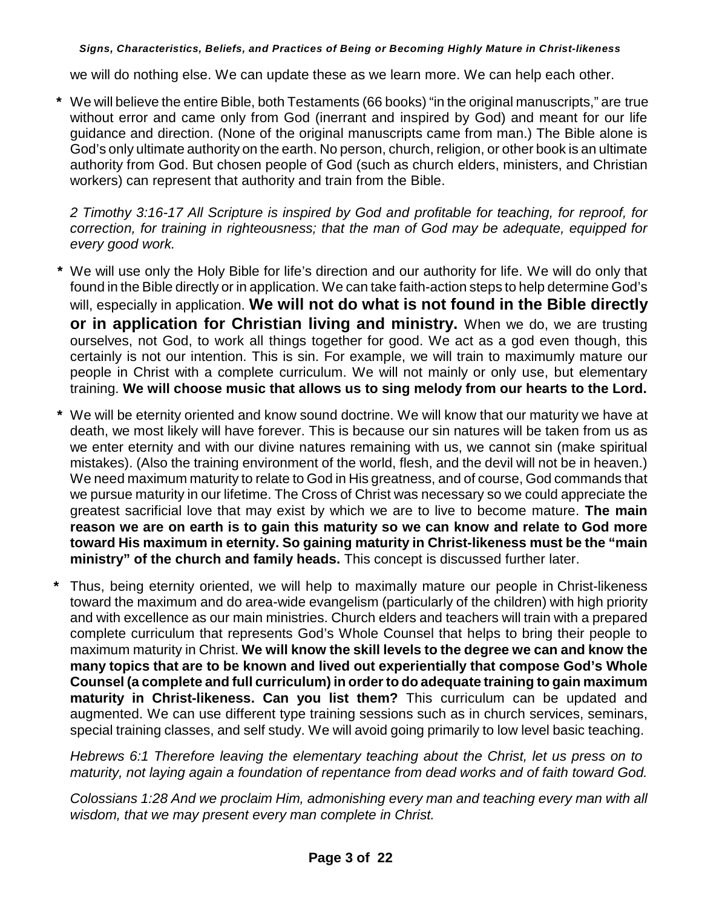we will do nothing else. We can update these as we learn more. We can help each other.

* We will believe the entire Bible, both Testaments (66 books) "in the original manuscripts," are true without error and came only from God (inerrant and inspired by God) and meant for our life guidance and direction. (None of the original manuscripts came from man.) The Bible alone is God's only ultimate authority on the earth. No person, church, religion, or other book is an ultimate authority from God. But chosen people of God (such as church elders, ministers, and Christian workers) can represent that authority and train from the Bible.

  *2 Timothy 3:16-17 All Scripture is inspired by God and profitable for teaching, for reproof, for correction, for training in righteousness; that the man of God may be adequate, equipped for every good work.*

* We will use only the Holy Bible for life's direction and our authority for life. We will do only that found in the Bible directly or in application. We can take faith-action steps to help determine God's will, especially in application. **We will not do what is not found in the Bible directly or in application for Christian living and ministry.** When we do, we are trusting ourselves, not God, to work all things together for good. We act as a god even though, this certainly is not our intention. This is sin. For example, we will train to maximumly mature our people in Christ with a complete curriculum. We will not mainly or only use, but elementary training. **We will choose music that allows us to sing melody from our hearts to the Lord.**

* We will be eternity oriented and know sound doctrine. We will know that our maturity we have at death, we most likely will have forever. This is because our sin natures will be taken from us as we enter eternity and with our divine natures remaining with us, we cannot sin (make spiritual mistakes). (Also the training environment of the world, flesh, and the devil will not be in heaven.) We need maximum maturity to relate to God in His greatness, and of course, God commands that we pursue maturity in our lifetime. The Cross of Christ was necessary so we could appreciate the greatest sacrificial love that may exist by which we are to live to become mature. **The main reason we are on earth is to gain this maturity so we can know and relate to God more toward His maximum in eternity. So gaining maturity in Christ-likeness must be the "main ministry" of the church and family heads.** This concept is discussed further later.

* Thus, being eternity oriented, we will help to maximally mature our people in Christ-likeness toward the maximum and do area-wide evangelism (particularly of the children) with high priority and with excellence as our main ministries. Church elders and teachers will train with a prepared complete curriculum that represents God's Whole Counsel that helps to bring their people to maximum maturity in Christ. **We will know the skill levels to the degree we can and know the many topics that are to be known and lived out experientially that compose God's Whole Counsel (a complete and full curriculum) in order to do adequate training to gain maximum maturity in Christ-likeness. Can you list them?** This curriculum can be updated and augmented. We can use different type training sessions such as in church services, seminars, special training classes, and self study. We will avoid going primarily to low level basic teaching.

  *Hebrews 6:1 Therefore leaving the elementary teaching about the Christ, let us press on to maturity, not laying again a foundation of repentance from dead works and of faith toward God.*

  *Colossians 1:28 And we proclaim Him, admonishing every man and teaching every man with all wisdom, that we may present every man complete in Christ.*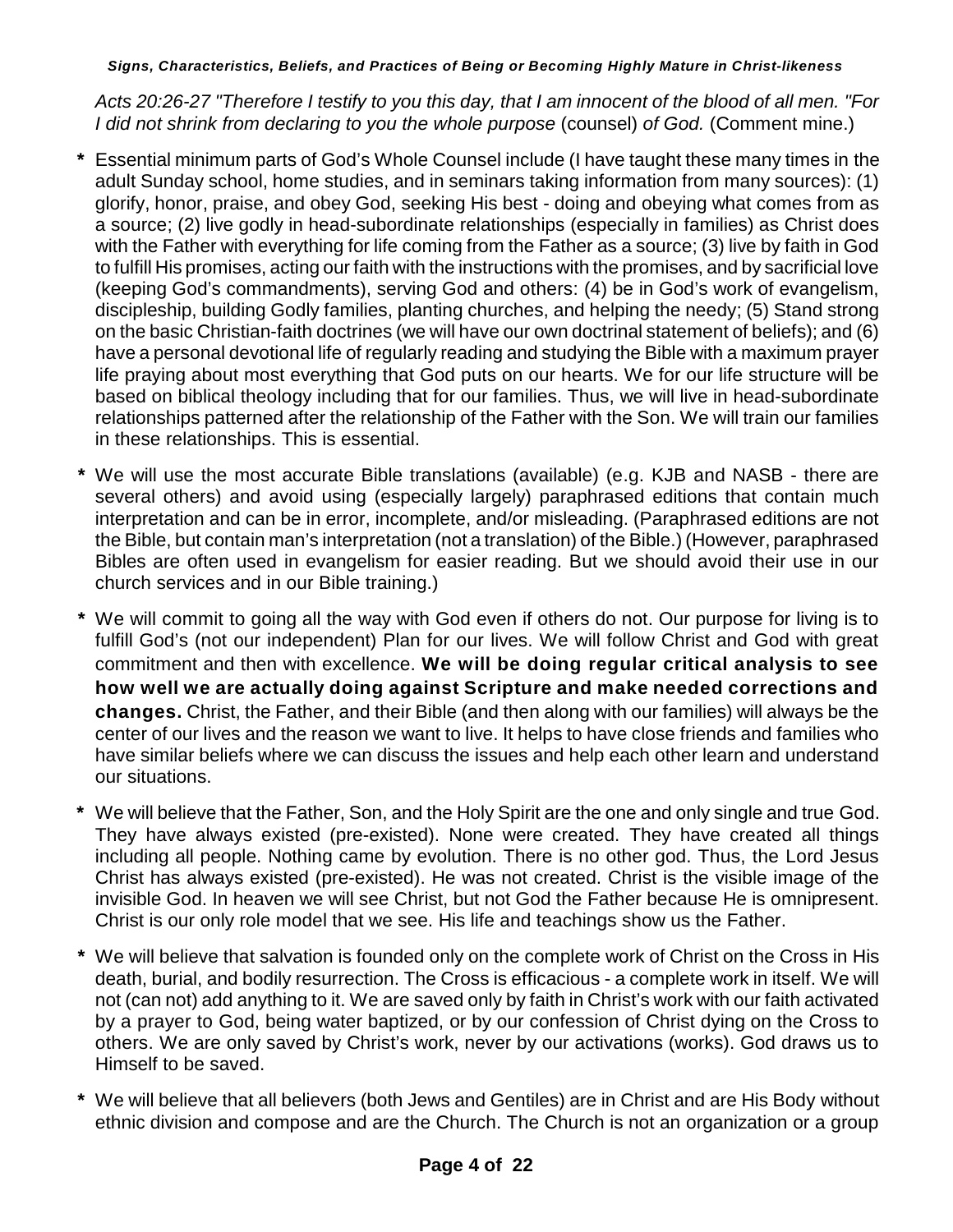*Acts 20:26-27 "Therefore I testify to you this day, that I am innocent of the blood of all men. "For I did not shrink from declaring to you the whole purpose* (counsel) *of God.* (Comment mine.)

* Essential minimum parts of God's Whole Counsel include (I have taught these many times in the adult Sunday school, home studies, and in seminars taking information from many sources): (1) glorify, honor, praise, and obey God, seeking His best - doing and obeying what comes from as a source; (2) live godly in head-subordinate relationships (especially in families) as Christ does with the Father with everything for life coming from the Father as a source; (3) live by faith in God to fulfill His promises, acting our faith with the instructions with the promises, and by sacrificial love (keeping God's commandments), serving God and others: (4) be in God's work of evangelism, discipleship, building Godly families, planting churches, and helping the needy; (5) Stand strong on the basic Christian-faith doctrines (we will have our own doctrinal statement of beliefs); and (6) have a personal devotional life of regularly reading and studying the Bible with a maximum prayer life praying about most everything that God puts on our hearts. We for our life structure will be based on biblical theology including that for our families. Thus, we will live in head-subordinate relationships patterned after the relationship of the Father with the Son. We will train our families in these relationships. This is essential.

* We will use the most accurate Bible translations (available) (e.g. KJB and NASB - there are several others) and avoid using (especially largely) paraphrased editions that contain much interpretation and can be in error, incomplete, and/or misleading. (Paraphrased editions are not the Bible, but contain man's interpretation (not a translation) of the Bible.) (However, paraphrased Bibles are often used in evangelism for easier reading. But we should avoid their use in our church services and in our Bible training.)

* We will commit to going all the way with God even if others do not. Our purpose for living is to fulfill God's (not our independent) Plan for our lives. We will follow Christ and God with great commitment and then with excellence. **We will be doing regular critical analysis to see how well we are actually doing against Scripture and make needed corrections and changes.** Christ, the Father, and their Bible (and then along with our families) will always be the center of our lives and the reason we want to live. It helps to have close friends and families who have similar beliefs where we can discuss the issues and help each other learn and understand our situations.

* We will believe that the Father, Son, and the Holy Spirit are the one and only single and true God. They have always existed (pre-existed). None were created. They have created all things including all people. Nothing came by evolution. There is no other god. Thus, the Lord Jesus Christ has always existed (pre-existed). He was not created. Christ is the visible image of the invisible God. In heaven we will see Christ, but not God the Father because He is omnipresent. Christ is our only role model that we see. His life and teachings show us the Father.

* We will believe that salvation is founded only on the complete work of Christ on the Cross in His death, burial, and bodily resurrection. The Cross is efficacious - a complete work in itself. We will not (can not) add anything to it. We are saved only by faith in Christ's work with our faith activated by a prayer to God, being water baptized, or by our confession of Christ dying on the Cross to others. We are only saved by Christ's work, never by our activations (works). God draws us to Himself to be saved.

* We will believe that all believers (both Jews and Gentiles) are in Christ and are His Body without ethnic division and compose and are the Church. The Church is not an organization or a group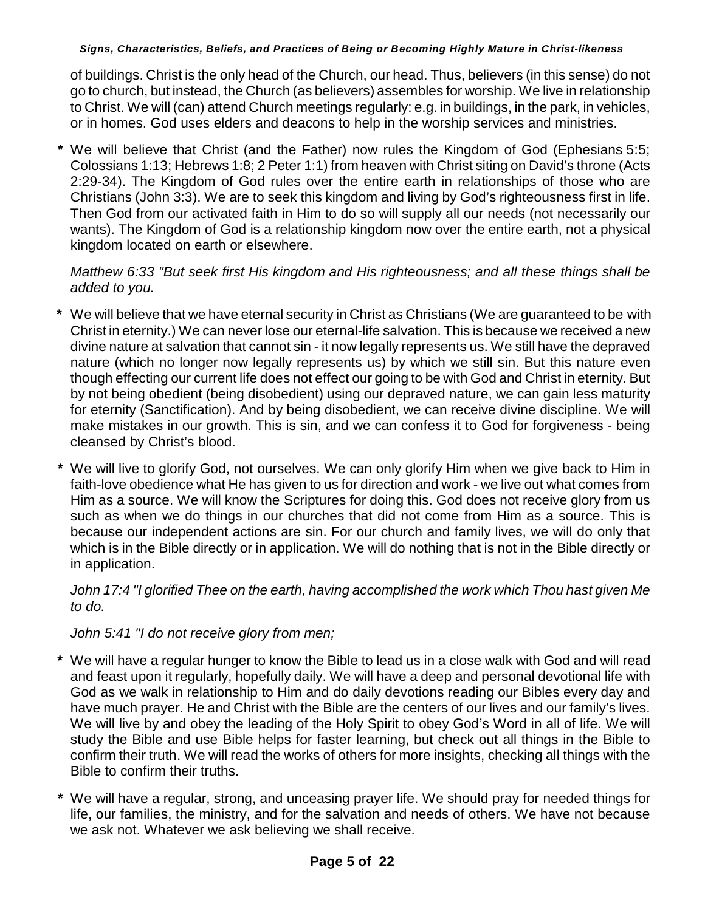of buildings. Christ is the only head of the Church, our head. Thus, believers (in this sense) do not go to church, but instead, the Church (as believers) assembles for worship. We live in relationship to Christ. We will (can) attend Church meetings regularly: e.g. in buildings, in the park, in vehicles, or in homes. God uses elders and deacons to help in the worship services and ministries.

* We will believe that Christ (and the Father) now rules the Kingdom of God (Ephesians 5:5; Colossians 1:13; Hebrews 1:8; 2 Peter 1:1) from heaven with Christ siting on David's throne (Acts 2:29-34). The Kingdom of God rules over the entire earth in relationships of those who are Christians (John 3:3). We are to seek this kingdom and living by God's righteousness first in life. Then God from our activated faith in Him to do so will supply all our needs (not necessarily our wants). The Kingdom of God is a relationship kingdom now over the entire earth, not a physical kingdom located on earth or elsewhere.

  *Matthew 6:33 "But seek first His kingdom and His righteousness; and all these things shall be added to you.*

* We will believe that we have eternal security in Christ as Christians (We are guaranteed to be with Christ in eternity.) We can never lose our eternal-life salvation. This is because we received a new divine nature at salvation that cannot sin - it now legally represents us. We still have the depraved nature (which no longer now legally represents us) by which we still sin. But this nature even though effecting our current life does not effect our going to be with God and Christ in eternity. But by not being obedient (being disobedient) using our depraved nature, we can gain less maturity for eternity (Sanctification). And by being disobedient, we can receive divine discipline. We will make mistakes in our growth. This is sin, and we can confess it to God for forgiveness - being cleansed by Christ's blood.

* We will live to glorify God, not ourselves. We can only glorify Him when we give back to Him in faith-love obedience what He has given to us for direction and work - we live out what comes from Him as a source. We will know the Scriptures for doing this. God does not receive glory from us such as when we do things in our churches that did not come from Him as a source. This is because our independent actions are sin. For our church and family lives, we will do only that which is in the Bible directly or in application. We will do nothing that is not in the Bible directly or in application.

  *John 17:4 "I glorified Thee on the earth, having accomplished the work which Thou hast given Me to do.*

  *John 5:41 "I do not receive glory from men;*

* We will have a regular hunger to know the Bible to lead us in a close walk with God and will read and feast upon it regularly, hopefully daily. We will have a deep and personal devotional life with God as we walk in relationship to Him and do daily devotions reading our Bibles every day and have much prayer. He and Christ with the Bible are the centers of our lives and our family's lives. We will live by and obey the leading of the Holy Spirit to obey God's Word in all of life. We will study the Bible and use Bible helps for faster learning, but check out all things in the Bible to confirm their truth. We will read the works of others for more insights, checking all things with the Bible to confirm their truths.

* We will have a regular, strong, and unceasing prayer life. We should pray for needed things for life, our families, the ministry, and for the salvation and needs of others. We have not because we ask not. Whatever we ask believing we shall receive.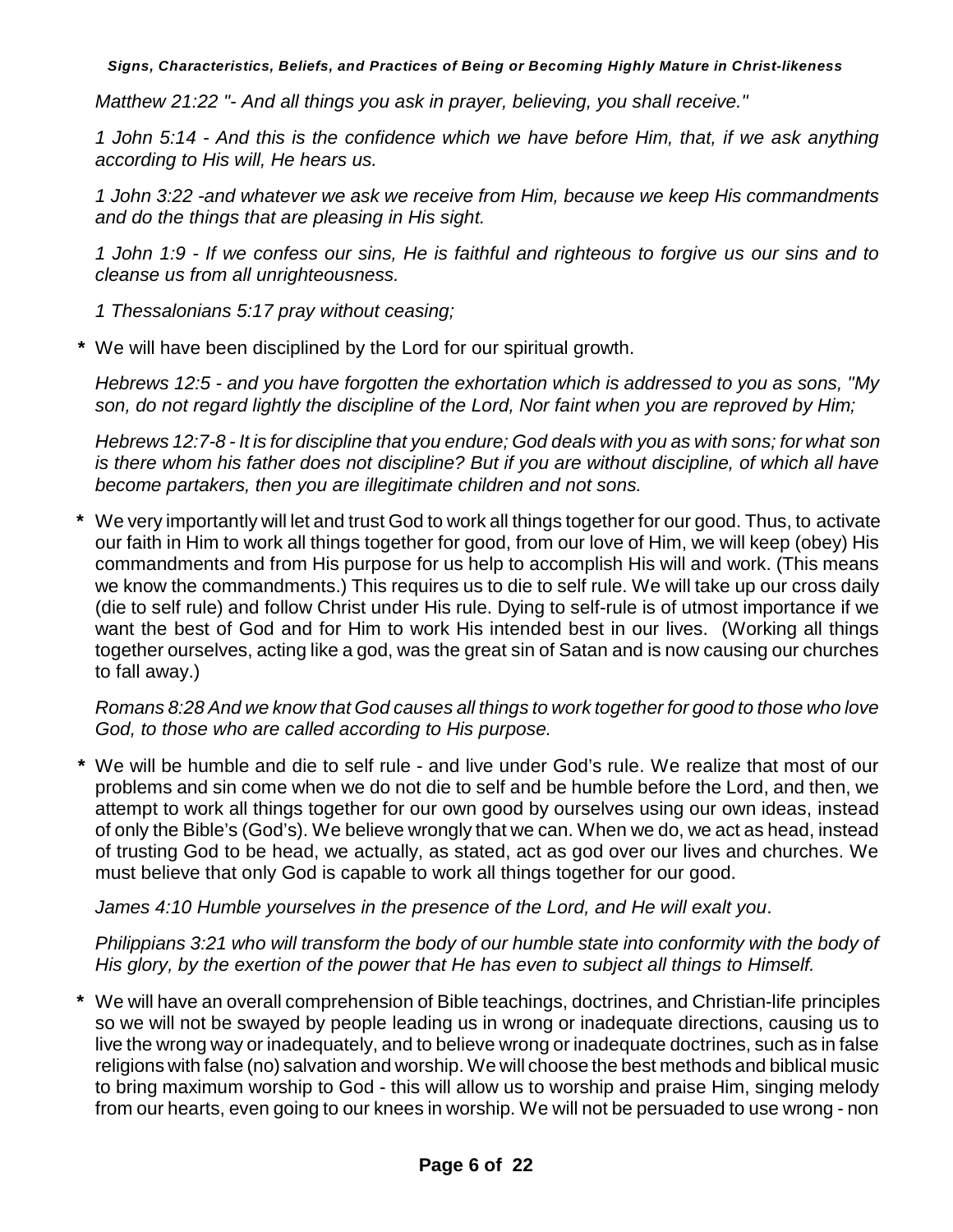*Matthew 21:22 "- And all things you ask in prayer, believing, you shall receive."*

*1 John 5:14 - And this is the confidence which we have before Him, that, if we ask anything according to His will, He hears us.*

*1 John 3:22 -and whatever we ask we receive from Him, because we keep His commandments and do the things that are pleasing in His sight.*

*1 John 1:9 - If we confess our sins, He is faithful and righteous to forgive us our sins and to cleanse us from all unrighteousness.*

*1 Thessalonians 5:17 pray without ceasing;*

**\*** We will have been disciplined by the Lord for our spiritual growth.

*Hebrews 12:5 - and you have forgotten the exhortation which is addressed to you as sons, "My son, do not regard lightly the discipline of the Lord, Nor faint when you are reproved by Him;*

*Hebrews 12:7-8 - It is for discipline that you endure; God deals with you as with sons; for what son is there whom his father does not discipline? But if you are without discipline, of which all have become partakers, then you are illegitimate children and not sons.*

**\*** We very importantly will let and trust God to work all things together for our good. Thus, to activate our faith in Him to work all things together for good, from our love of Him, we will keep (obey) His commandments and from His purpose for us help to accomplish His will and work. (This means we know the commandments.) This requires us to die to self rule. We will take up our cross daily (die to self rule) and follow Christ under His rule. Dying to self-rule is of utmost importance if we want the best of God and for Him to work His intended best in our lives. (Working all things together ourselves, acting like a god, was the great sin of Satan and is now causing our churches to fall away.)

*Romans 8:28 And we know that God causes all things to work together for good to those who love God, to those who are called according to His purpose.*

**\*** We will be humble and die to self rule - and live under God's rule. We realize that most of our problems and sin come when we do not die to self and be humble before the Lord, and then, we attempt to work all things together for our own good by ourselves using our own ideas, instead of only the Bible's (God's). We believe wrongly that we can. When we do, we act as head, instead of trusting God to be head, we actually, as stated, act as god over our lives and churches. We must believe that only God is capable to work all things together for our good.

*James 4:10 Humble yourselves in the presence of the Lord, and He will exalt you*.

*Philippians 3:21 who will transform the body of our humble state into conformity with the body of His glory, by the exertion of the power that He has even to subject all things to Himself.*

**\*** We will have an overall comprehension of Bible teachings, doctrines, and Christian-life principles so we will not be swayed by people leading us in wrong or inadequate directions, causing us to live the wrong way or inadequately, and to believe wrong or inadequate doctrines, such as in false religions with false (no) salvation and worship. We will choose the best methods and biblical music to bring maximum worship to God - this will allow us to worship and praise Him, singing melody from our hearts, even going to our knees in worship. We will not be persuaded to use wrong - non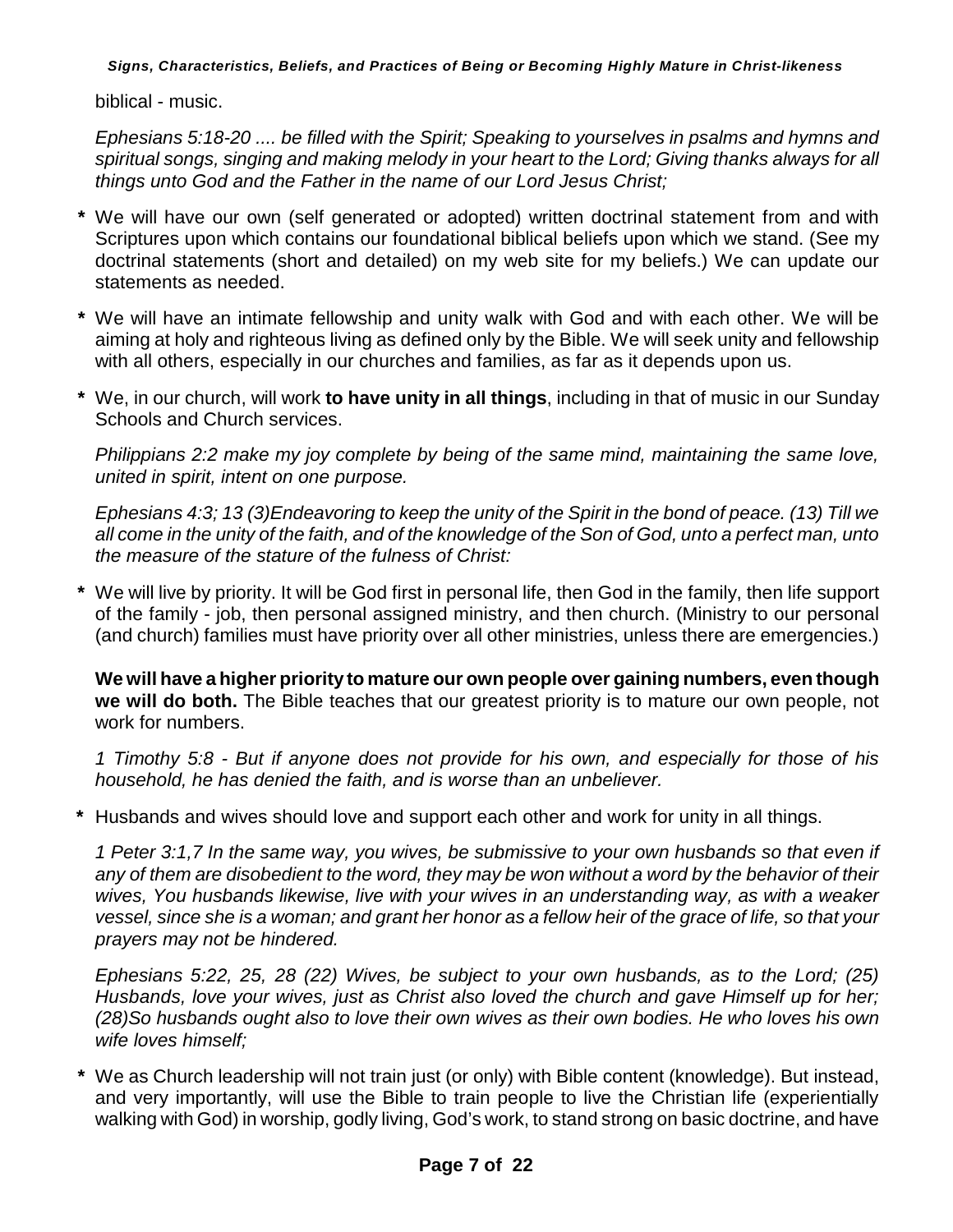biblical - music.

*Ephesians 5:18-20 .... be filled with the Spirit; Speaking to yourselves in psalms and hymns and spiritual songs, singing and making melody in your heart to the Lord; Giving thanks always for all things unto God and the Father in the name of our Lord Jesus Christ;*

- **\*** We will have our own (self generated or adopted) written doctrinal statement from and with Scriptures upon which contains our foundational biblical beliefs upon which we stand. (See my doctrinal statements (short and detailed) on my web site for my beliefs.) We can update our statements as needed.

- **\*** We will have an intimate fellowship and unity walk with God and with each other. We will be aiming at holy and righteous living as defined only by the Bible. We will seek unity and fellowship with all others, especially in our churches and families, as far as it depends upon us.

- **\*** We, in our church, will work **to have unity in all things**, including in that of music in our Sunday Schools and Church services.

  *Philippians 2:2 make my joy complete by being of the same mind, maintaining the same love, united in spirit, intent on one purpose.*

  *Ephesians 4:3; 13 (3)Endeavoring to keep the unity of the Spirit in the bond of peace. (13) Till we all come in the unity of the faith, and of the knowledge of the Son of God, unto a perfect man, unto the measure of the stature of the fulness of Christ:*

- **\*** We will live by priority. It will be God first in personal life, then God in the family, then life support of the family - job, then personal assigned ministry, and then church. (Ministry to our personal (and church) families must have priority over all other ministries, unless there are emergencies.)

  **We will have a higher priority to mature our own people over gaining numbers, even though we will do both.** The Bible teaches that our greatest priority is to mature our own people, not work for numbers.

  *1 Timothy 5:8 - But if anyone does not provide for his own, and especially for those of his household, he has denied the faith, and is worse than an unbeliever.*

- **\*** Husbands and wives should love and support each other and work for unity in all things.

  *1 Peter 3:1,7 In the same way, you wives, be submissive to your own husbands so that even if any of them are disobedient to the word, they may be won without a word by the behavior of their wives, You husbands likewise, live with your wives in an understanding way, as with a weaker vessel, since she is a woman; and grant her honor as a fellow heir of the grace of life, so that your prayers may not be hindered.*

  *Ephesians 5:22, 25, 28 (22) Wives, be subject to your own husbands, as to the Lord; (25) Husbands, love your wives, just as Christ also loved the church and gave Himself up for her; (28)So husbands ought also to love their own wives as their own bodies. He who loves his own wife loves himself;*

- **\*** We as Church leadership will not train just (or only) with Bible content (knowledge). But instead, and very importantly, will use the Bible to train people to live the Christian life (experientially walking with God) in worship, godly living, God's work, to stand strong on basic doctrine, and have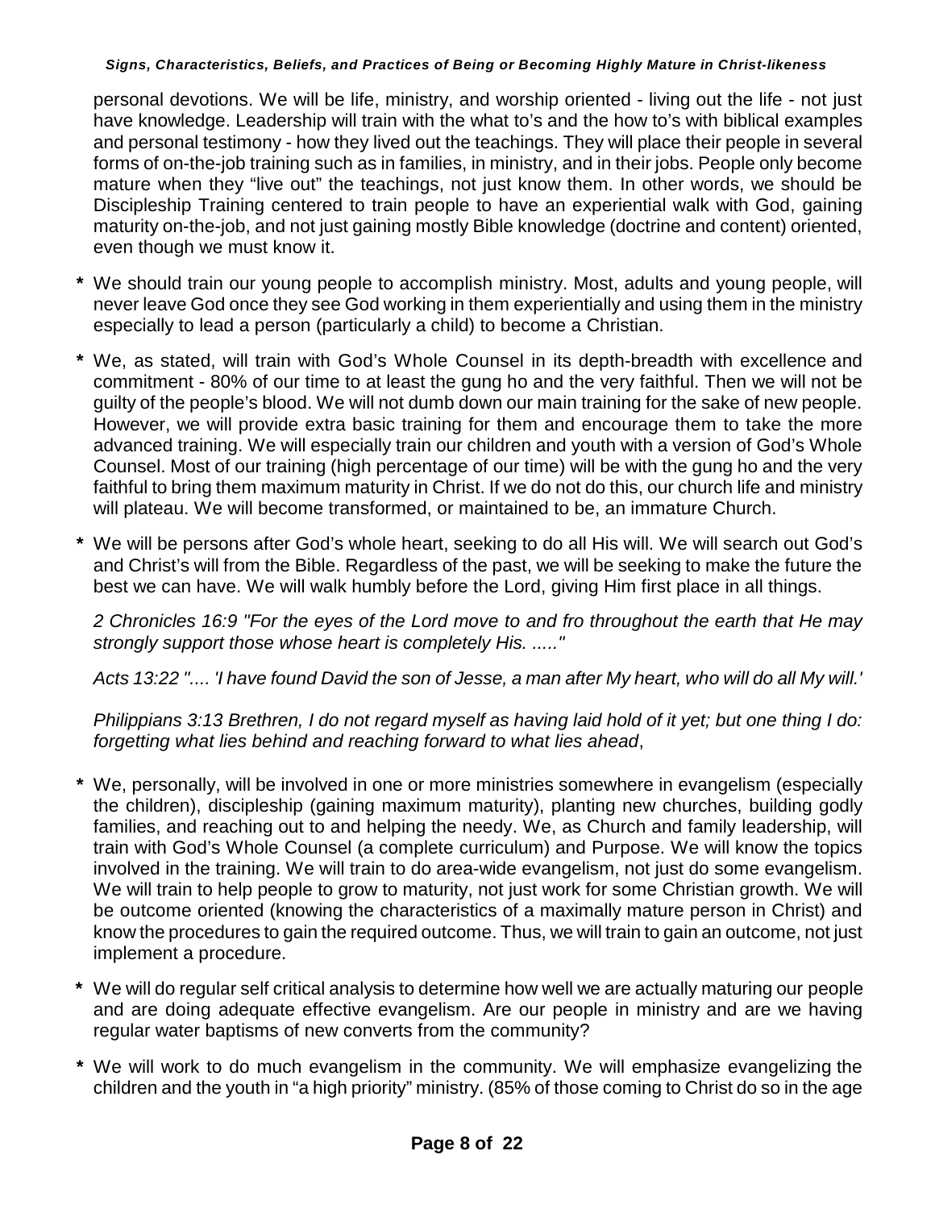personal devotions. We will be life, ministry, and worship oriented - living out the life - not just have knowledge. Leadership will train with the what to's and the how to's with biblical examples and personal testimony - how they lived out the teachings. They will place their people in several forms of on-the-job training such as in families, in ministry, and in their jobs. People only become mature when they "live out" the teachings, not just know them. In other words, we should be Discipleship Training centered to train people to have an experiential walk with God, gaining maturity on-the-job, and not just gaining mostly Bible knowledge (doctrine and content) oriented, even though we must know it.

* We should train our young people to accomplish ministry. Most, adults and young people, will never leave God once they see God working in them experientially and using them in the ministry especially to lead a person (particularly a child) to become a Christian.

* We, as stated, will train with God's Whole Counsel in its depth-breadth with excellence and commitment - 80% of our time to at least the gung ho and the very faithful. Then we will not be guilty of the people's blood. We will not dumb down our main training for the sake of new people. However, we will provide extra basic training for them and encourage them to take the more advanced training. We will especially train our children and youth with a version of God's Whole Counsel. Most of our training (high percentage of our time) will be with the gung ho and the very faithful to bring them maximum maturity in Christ. If we do not do this, our church life and ministry will plateau. We will become transformed, or maintained to be, an immature Church.

* We will be persons after God's whole heart, seeking to do all His will. We will search out God's and Christ's will from the Bible. Regardless of the past, we will be seeking to make the future the best we can have. We will walk humbly before the Lord, giving Him first place in all things.

  *2 Chronicles 16:9 "For the eyes of the Lord move to and fro throughout the earth that He may strongly support those whose heart is completely His. ....."*

  *Acts 13:22 ".... 'I have found David the son of Jesse, a man after My heart, who will do all My will.'*

  *Philippians 3:13 Brethren, I do not regard myself as having laid hold of it yet; but one thing I do: forgetting what lies behind and reaching forward to what lies ahead*,

* We, personally, will be involved in one or more ministries somewhere in evangelism (especially the children), discipleship (gaining maximum maturity), planting new churches, building godly families, and reaching out to and helping the needy. We, as Church and family leadership, will train with God's Whole Counsel (a complete curriculum) and Purpose. We will know the topics involved in the training. We will train to do area-wide evangelism, not just do some evangelism. We will train to help people to grow to maturity, not just work for some Christian growth. We will be outcome oriented (knowing the characteristics of a maximally mature person in Christ) and know the procedures to gain the required outcome. Thus, we will train to gain an outcome, not just implement a procedure.

* We will do regular self critical analysis to determine how well we are actually maturing our people and are doing adequate effective evangelism. Are our people in ministry and are we having regular water baptisms of new converts from the community?

* We will work to do much evangelism in the community. We will emphasize evangelizing the children and the youth in "a high priority" ministry. (85% of those coming to Christ do so in the age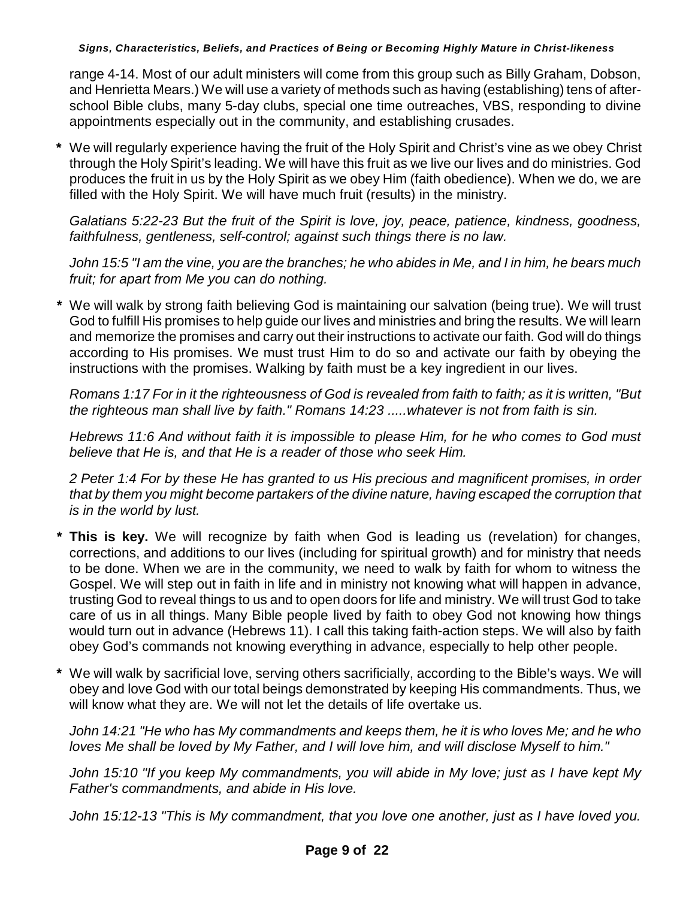range 4-14. Most of our adult ministers will come from this group such as Billy Graham, Dobson, and Henrietta Mears.) We will use a variety of methods such as having (establishing) tens of after-school Bible clubs, many 5-day clubs, special one time outreaches, VBS, responding to divine appointments especially out in the community, and establishing crusades.

**\*** We will regularly experience having the fruit of the Holy Spirit and Christ's vine as we obey Christ through the Holy Spirit's leading. We will have this fruit as we live our lives and do ministries. God produces the fruit in us by the Holy Spirit as we obey Him (faith obedience). When we do, we are filled with the Holy Spirit. We will have much fruit (results) in the ministry.

*Galatians 5:22-23 But the fruit of the Spirit is love, joy, peace, patience, kindness, goodness, faithfulness, gentleness, self-control; against such things there is no law.*

*John 15:5 "I am the vine, you are the branches; he who abides in Me, and I in him, he bears much fruit; for apart from Me you can do nothing.*

**\*** We will walk by strong faith believing God is maintaining our salvation (being true). We will trust God to fulfill His promises to help guide our lives and ministries and bring the results. We will learn and memorize the promises and carry out their instructions to activate our faith. God will do things according to His promises. We must trust Him to do so and activate our faith by obeying the instructions with the promises. Walking by faith must be a key ingredient in our lives.

*Romans 1:17 For in it the righteousness of God is revealed from faith to faith; as it is written, "But the righteous man shall live by faith." Romans 14:23 .....whatever is not from faith is sin.*

*Hebrews 11:6 And without faith it is impossible to please Him, for he who comes to God must believe that He is, and that He is a reader of those who seek Him.*

*2 Peter 1:4 For by these He has granted to us His precious and magnificent promises, in order that by them you might become partakers of the divine nature, having escaped the corruption that is in the world by lust.*

**\* This is key.** We will recognize by faith when God is leading us (revelation) for changes, corrections, and additions to our lives (including for spiritual growth) and for ministry that needs to be done. When we are in the community, we need to walk by faith for whom to witness the Gospel. We will step out in faith in life and in ministry not knowing what will happen in advance, trusting God to reveal things to us and to open doors for life and ministry. We will trust God to take care of us in all things. Many Bible people lived by faith to obey God not knowing how things would turn out in advance (Hebrews 11). I call this taking faith-action steps. We will also by faith obey God's commands not knowing everything in advance, especially to help other people.

**\*** We will walk by sacrificial love, serving others sacrificially, according to the Bible's ways. We will obey and love God with our total beings demonstrated by keeping His commandments. Thus, we will know what they are. We will not let the details of life overtake us.

*John 14:21 "He who has My commandments and keeps them, he it is who loves Me; and he who loves Me shall be loved by My Father, and I will love him, and will disclose Myself to him."*

*John 15:10 "If you keep My commandments, you will abide in My love; just as I have kept My Father's commandments, and abide in His love.*

*John 15:12-13 "This is My commandment, that you love one another, just as I have loved you.*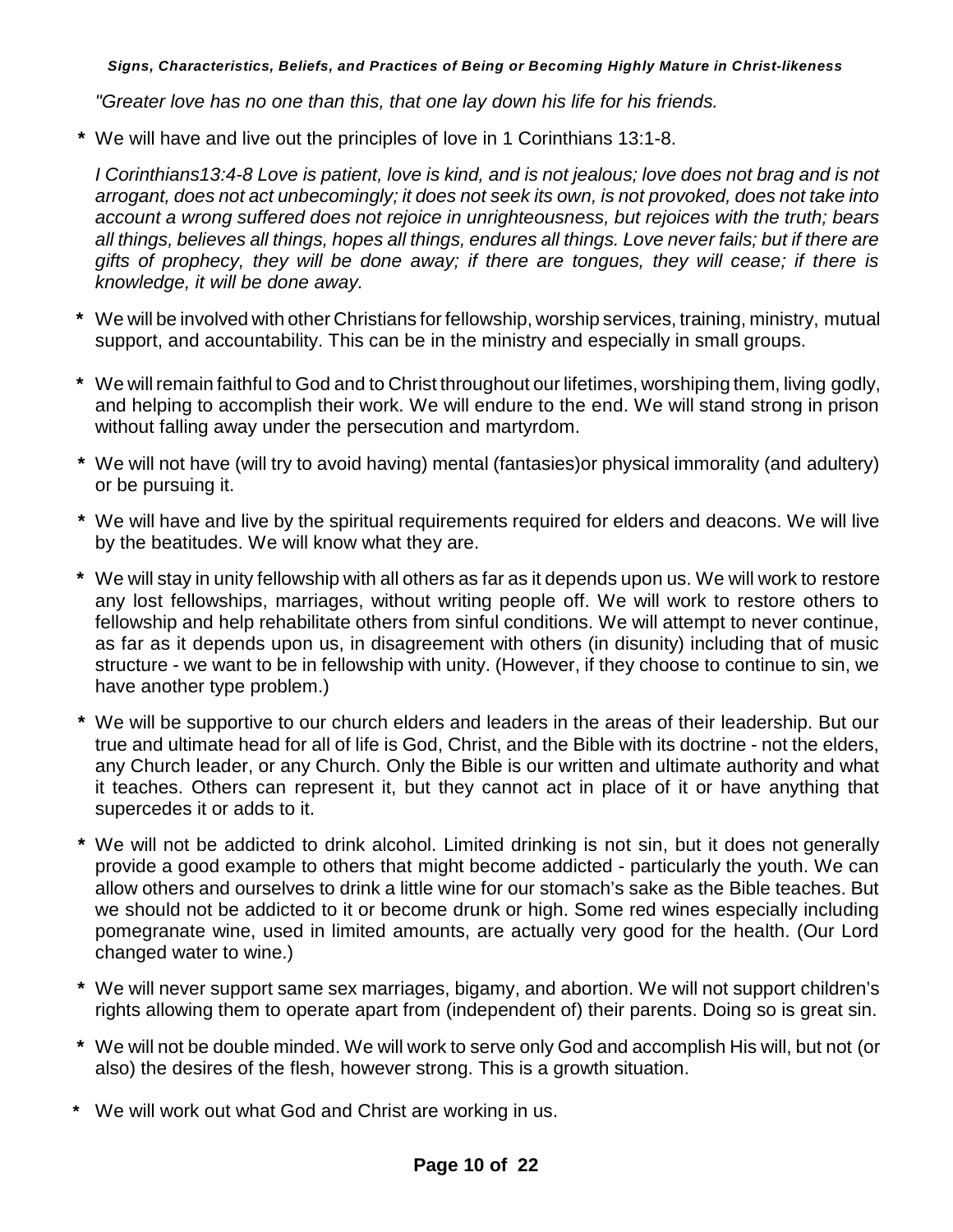*"Greater love has no one than this, that one lay down his life for his friends.*

* We will have and live out the principles of love in 1 Corinthians 13:1-8.

  *I Corinthians13:4-8 Love is patient, love is kind, and is not jealous; love does not brag and is not arrogant, does not act unbecomingly; it does not seek its own, is not provoked, does not take into account a wrong suffered does not rejoice in unrighteousness, but rejoices with the truth; bears all things, believes all things, hopes all things, endures all things. Love never fails; but if there are gifts of prophecy, they will be done away; if there are tongues, they will cease; if there is knowledge, it will be done away.*

* We will be involved with other Christians for fellowship, worship services, training, ministry, mutual support, and accountability. This can be in the ministry and especially in small groups.

* We will remain faithful to God and to Christ throughout our lifetimes, worshiping them, living godly, and helping to accomplish their work. We will endure to the end. We will stand strong in prison without falling away under the persecution and martyrdom.

* We will not have (will try to avoid having) mental (fantasies)or physical immorality (and adultery) or be pursuing it.

* We will have and live by the spiritual requirements required for elders and deacons. We will live by the beatitudes. We will know what they are.

* We will stay in unity fellowship with all others as far as it depends upon us. We will work to restore any lost fellowships, marriages, without writing people off. We will work to restore others to fellowship and help rehabilitate others from sinful conditions. We will attempt to never continue, as far as it depends upon us, in disagreement with others (in disunity) including that of music structure - we want to be in fellowship with unity. (However, if they choose to continue to sin, we have another type problem.)

* We will be supportive to our church elders and leaders in the areas of their leadership. But our true and ultimate head for all of life is God, Christ, and the Bible with its doctrine - not the elders, any Church leader, or any Church. Only the Bible is our written and ultimate authority and what it teaches. Others can represent it, but they cannot act in place of it or have anything that supercedes it or adds to it.

* We will not be addicted to drink alcohol. Limited drinking is not sin, but it does not generally provide a good example to others that might become addicted - particularly the youth. We can allow others and ourselves to drink a little wine for our stomach's sake as the Bible teaches. But we should not be addicted to it or become drunk or high. Some red wines especially including pomegranate wine, used in limited amounts, are actually very good for the health. (Our Lord changed water to wine.)

* We will never support same sex marriages, bigamy, and abortion. We will not support children's rights allowing them to operate apart from (independent of) their parents. Doing so is great sin.

* We will not be double minded. We will work to serve only God and accomplish His will, but not (or also) the desires of the flesh, however strong. This is a growth situation.

* We will work out what God and Christ are working in us.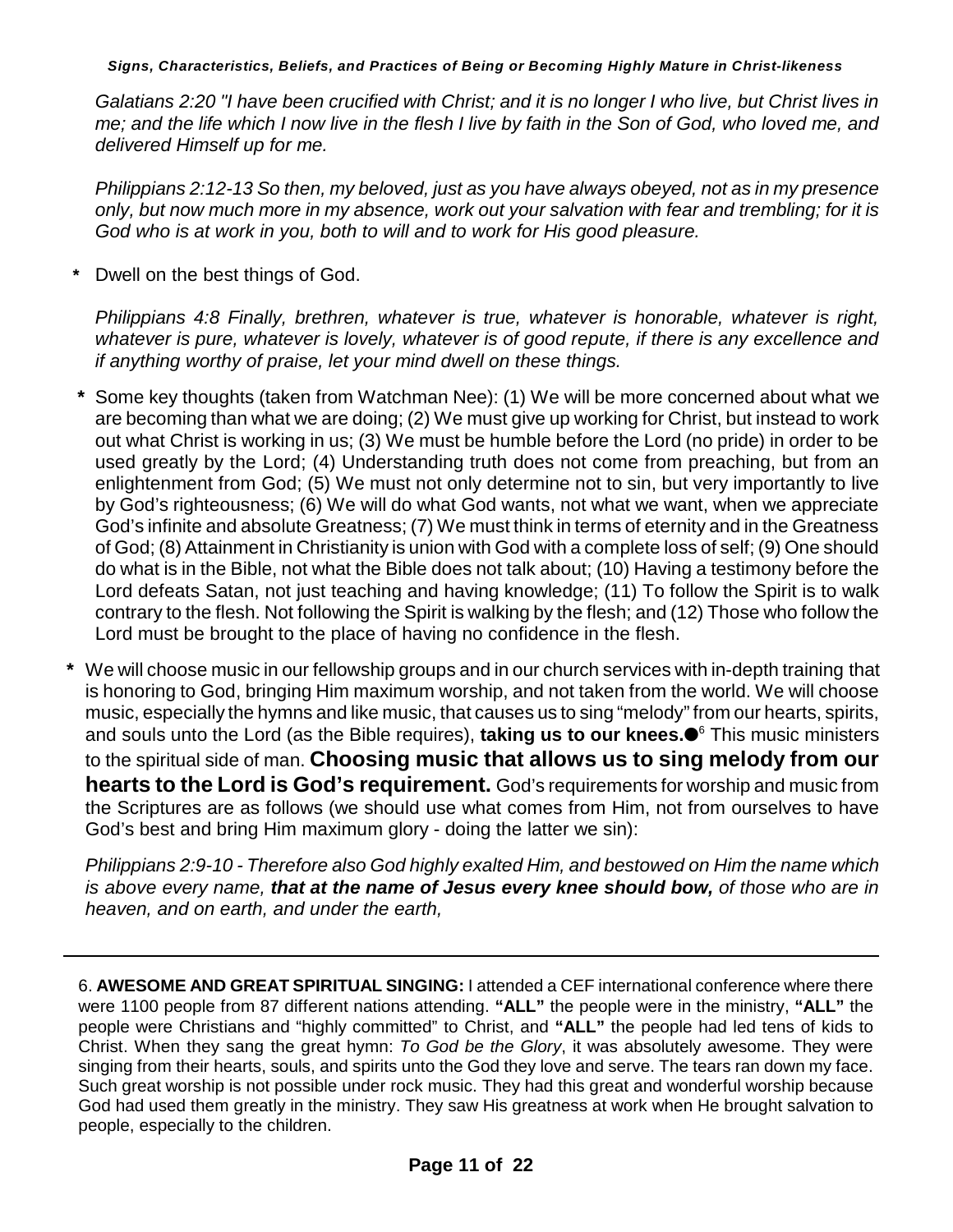*Galatians 2:20 "I have been crucified with Christ; and it is no longer I who live, but Christ lives in me; and the life which I now live in the flesh I live by faith in the Son of God, who loved me, and delivered Himself up for me.*

*Philippians 2:12-13 So then, my beloved, just as you have always obeyed, not as in my presence only, but now much more in my absence, work out your salvation with fear and trembling; for it is God who is at work in you, both to will and to work for His good pleasure.*

- Dwell on the best things of God.

  *Philippians 4:8 Finally, brethren, whatever is true, whatever is honorable, whatever is right, whatever is pure, whatever is lovely, whatever is of good repute, if there is any excellence and if anything worthy of praise, let your mind dwell on these things.*

- Some key thoughts (taken from Watchman Nee): (1) We will be more concerned about what we are becoming than what we are doing; (2) We must give up working for Christ, but instead to work out what Christ is working in us; (3) We must be humble before the Lord (no pride) in order to be used greatly by the Lord; (4) Understanding truth does not come from preaching, but from an enlightenment from God; (5) We must not only determine not to sin, but very importantly to live by God's righteousness; (6) We will do what God wants, not what we want, when we appreciate God's infinite and absolute Greatness; (7) We must think in terms of eternity and in the Greatness of God; (8) Attainment in Christianity is union with God with a complete loss of self; (9) One should do what is in the Bible, not what the Bible does not talk about; (10) Having a testimony before the Lord defeats Satan, not just teaching and having knowledge; (11) To follow the Spirit is to walk contrary to the flesh. Not following the Spirit is walking by the flesh; and (12) Those who follow the Lord must be brought to the place of having no confidence in the flesh.

- We will choose music in our fellowship groups and in our church services with in-depth training that is honoring to God, bringing Him maximum worship, and not taken from the world. We will choose music, especially the hymns and like music, that causes us to sing "melody" from our hearts, spirits, and souls unto the Lord (as the Bible requires), **taking us to our knees.**●[6] This music ministers to the spiritual side of man. **Choosing music that allows us to sing melody from our hearts to the Lord is God's requirement.** God's requirements for worship and music from the Scriptures are as follows (we should use what comes from Him, not from ourselves to have God's best and bring Him maximum glory - doing the latter we sin):

  *Philippians 2:9-10 - Therefore also God highly exalted Him, and bestowed on Him the name which is above every name,* ***that at the name of Jesus every knee should bow,*** *of those who are in heaven, and on earth, and under the earth,*

---

6. **AWESOME AND GREAT SPIRITUAL SINGING:** I attended a CEF international conference where there were 1100 people from 87 different nations attending. **"ALL"** the people were in the ministry, **"ALL"** the people were Christians and "highly committed" to Christ, and **"ALL"** the people had led tens of kids to Christ. When they sang the great hymn: *To God be the Glory*, it was absolutely awesome. They were singing from their hearts, souls, and spirits unto the God they love and serve. The tears ran down my face. Such great worship is not possible under rock music. They had this great and wonderful worship because God had used them greatly in the ministry. They saw His greatness at work when He brought salvation to people, especially to the children.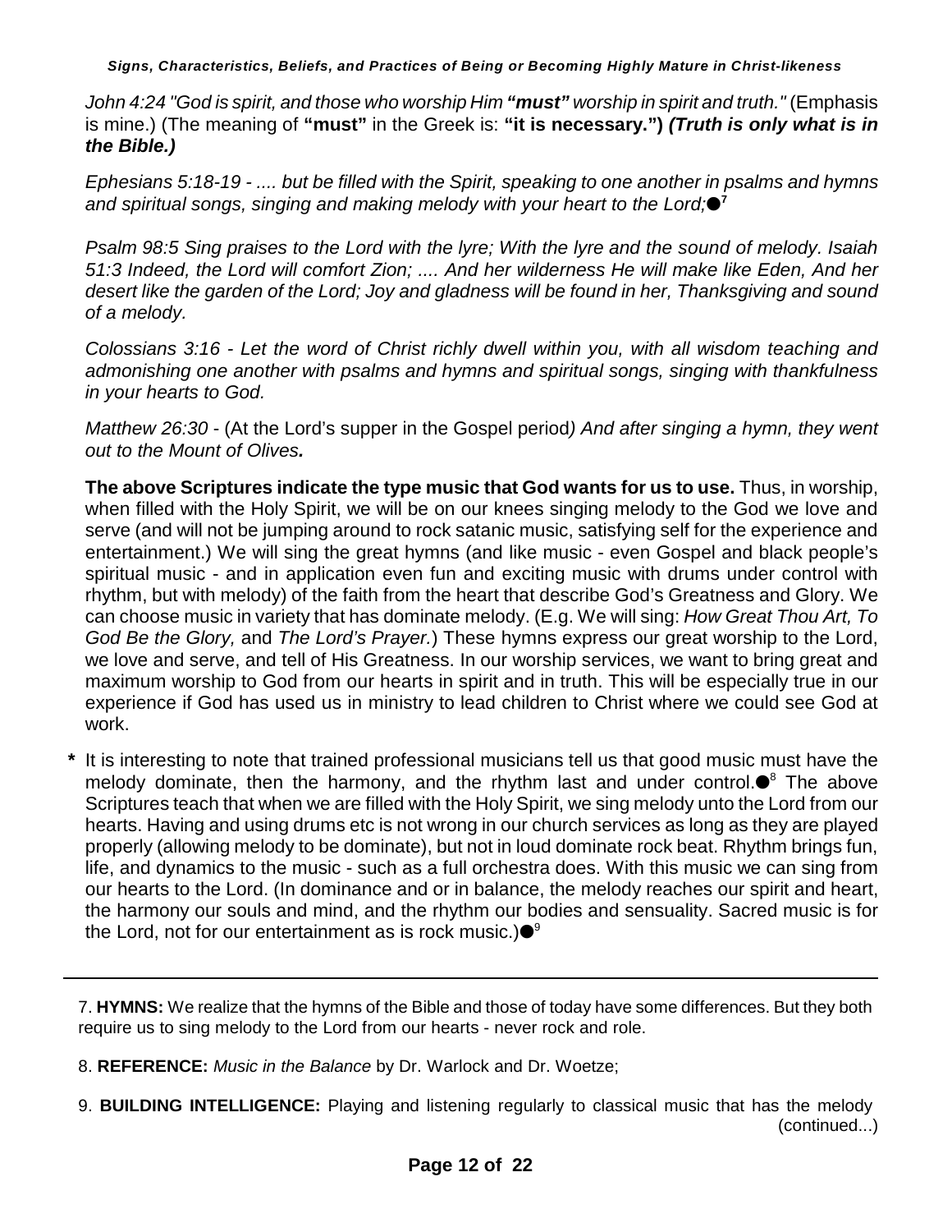*John 4:24 "God is spirit, and those who worship Him **"must"** worship in spirit and truth."* (Emphasis is mine.) (The meaning of **"must"** in the Greek is: **"it is necessary.") *(Truth is only what is in the Bible.)***

*Ephesians 5:18-19 - .... but be filled with the Spirit, speaking to one another in psalms and hymns and spiritual songs, singing and making melody with your heart to the Lord;*●[7]

*Psalm 98:5 Sing praises to the Lord with the lyre; With the lyre and the sound of melody. Isaiah 51:3 Indeed, the Lord will comfort Zion; .... And her wilderness He will make like Eden, And her desert like the garden of the Lord; Joy and gladness will be found in her, Thanksgiving and sound of a melody.*

*Colossians 3:16 - Let the word of Christ richly dwell within you, with all wisdom teaching and admonishing one another with psalms and hymns and spiritual songs, singing with thankfulness in your hearts to God.*

*Matthew 26:30* - (At the Lord's supper in the Gospel period*) And after singing a hymn, they went out to the Mount of Olives.*

**The above Scriptures indicate the type music that God wants for us to use.** Thus, in worship, when filled with the Holy Spirit, we will be on our knees singing melody to the God we love and serve (and will not be jumping around to rock satanic music, satisfying self for the experience and entertainment.) We will sing the great hymns (and like music - even Gospel and black people's spiritual music - and in application even fun and exciting music with drums under control with rhythm, but with melody) of the faith from the heart that describe God's Greatness and Glory. We can choose music in variety that has dominate melody. (E.g. We will sing: *How Great Thou Art, To God Be the Glory,* and *The Lord's Prayer.*) These hymns express our great worship to the Lord, we love and serve, and tell of His Greatness. In our worship services, we want to bring great and maximum worship to God from our hearts in spirit and in truth. This will be especially true in our experience if God has used us in ministry to lead children to Christ where we could see God at work.

**\*** It is interesting to note that trained professional musicians tell us that good music must have the melody dominate, then the harmony, and the rhythm last and under control.●[8] The above Scriptures teach that when we are filled with the Holy Spirit, we sing melody unto the Lord from our hearts. Having and using drums etc is not wrong in our church services as long as they are played properly (allowing melody to be dominate), but not in loud dominate rock beat. Rhythm brings fun, life, and dynamics to the music - such as a full orchestra does. With this music we can sing from our hearts to the Lord. (In dominance and or in balance, the melody reaches our spirit and heart, the harmony our souls and mind, and the rhythm our bodies and sensuality. Sacred music is for the Lord, not for our entertainment as is rock music.)●[9]

---

7. **HYMNS:** We realize that the hymns of the Bible and those of today have some differences. But they both require us to sing melody to the Lord from our hearts - never rock and role.

8. **REFERENCE:** *Music in the Balance* by Dr. Warlock and Dr. Woetze;

9. **BUILDING INTELLIGENCE:** Playing and listening regularly to classical music that has the melody (continued...)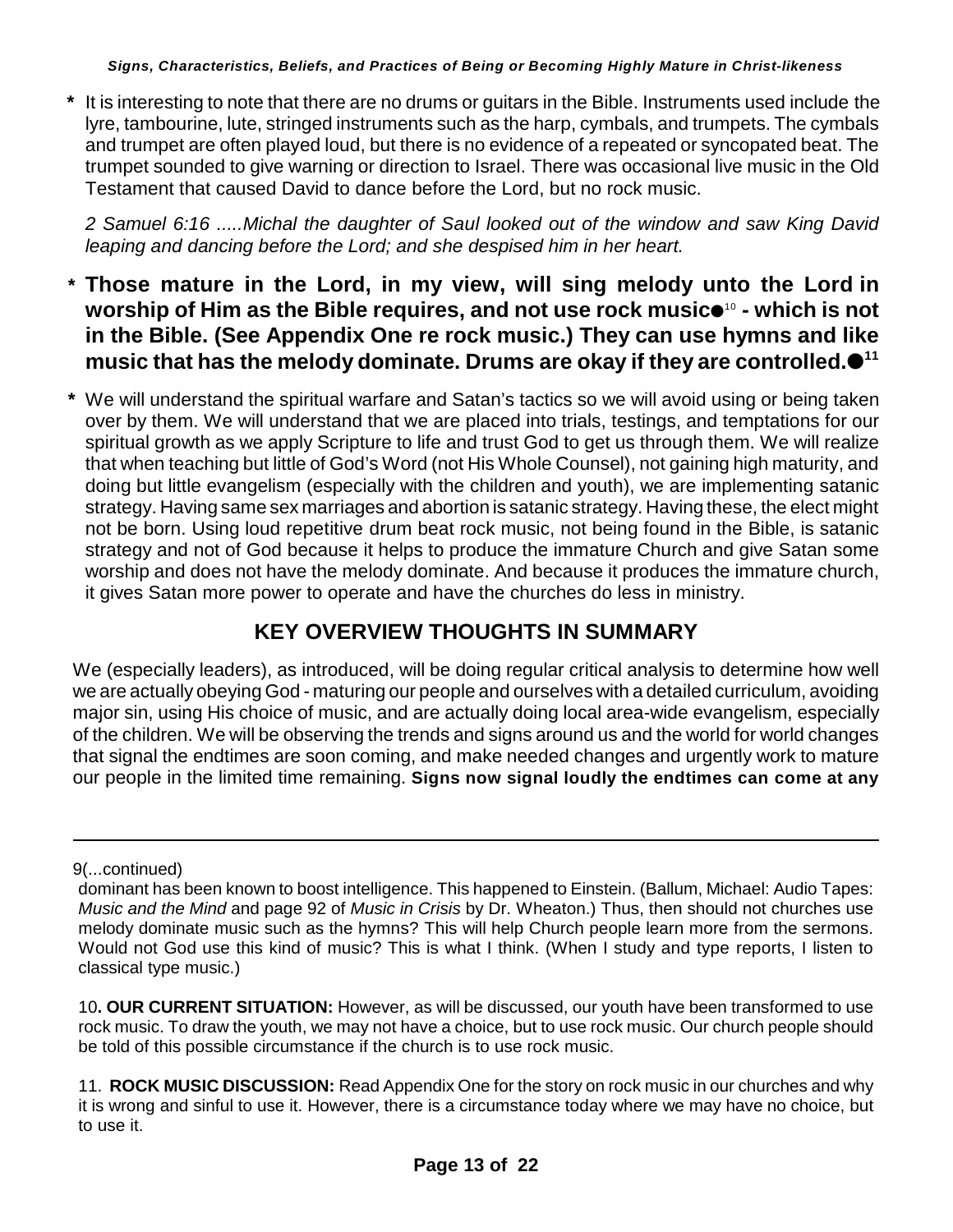* It is interesting to note that there are no drums or guitars in the Bible. Instruments used include the lyre, tambourine, lute, stringed instruments such as the harp, cymbals, and trumpets. The cymbals and trumpet are often played loud, but there is no evidence of a repeated or syncopated beat. The trumpet sounded to give warning or direction to Israel. There was occasional live music in the Old Testament that caused David to dance before the Lord, but no rock music.

*2 Samuel 6:16 .....Michal the daughter of Saul looked out of the window and saw King David leaping and dancing before the Lord; and she despised him in her heart.*

* **Those mature in the Lord, in my view, will sing melody unto the Lord in worship of Him as the Bible requires, and not use rock music●[10] - which is not in the Bible. (See Appendix One re rock music.) They can use hymns and like music that has the melody dominate. Drums are okay if they are controlled.●[11]**

* We will understand the spiritual warfare and Satan's tactics so we will avoid using or being taken over by them. We will understand that we are placed into trials, testings, and temptations for our spiritual growth as we apply Scripture to life and trust God to get us through them. We will realize that when teaching but little of God's Word (not His Whole Counsel), not gaining high maturity, and doing but little evangelism (especially with the children and youth), we are implementing satanic strategy. Having same sex marriages and abortion is satanic strategy. Having these, the elect might not be born. Using loud repetitive drum beat rock music, not being found in the Bible, is satanic strategy and not of God because it helps to produce the immature Church and give Satan some worship and does not have the melody dominate. And because it produces the immature church, it gives Satan more power to operate and have the churches do less in ministry.

## KEY OVERVIEW THOUGHTS IN SUMMARY

We (especially leaders), as introduced, will be doing regular critical analysis to determine how well we are actually obeying God - maturing our people and ourselves with a detailed curriculum, avoiding major sin, using His choice of music, and are actually doing local area-wide evangelism, especially of the children. We will be observing the trends and signs around us and the world for world changes that signal the endtimes are soon coming, and make needed changes and urgently work to mature our people in the limited time remaining. **Signs now signal loudly the endtimes can come at any**

---

9(...continued)

dominant has been known to boost intelligence. This happened to Einstein. (Ballum, Michael: Audio Tapes: *Music and the Mind* and page 92 of *Music in Crisis* by Dr. Wheaton.) Thus, then should not churches use melody dominate music such as the hymns? This will help Church people learn more from the sermons. Would not God use this kind of music? This is what I think. (When I study and type reports, I listen to classical type music.)

10**. OUR CURRENT SITUATION:** However, as will be discussed, our youth have been transformed to use rock music. To draw the youth, we may not have a choice, but to use rock music. Our church people should be told of this possible circumstance if the church is to use rock music.

11. **ROCK MUSIC DISCUSSION:** Read Appendix One for the story on rock music in our churches and why it is wrong and sinful to use it. However, there is a circumstance today where we may have no choice, but to use it.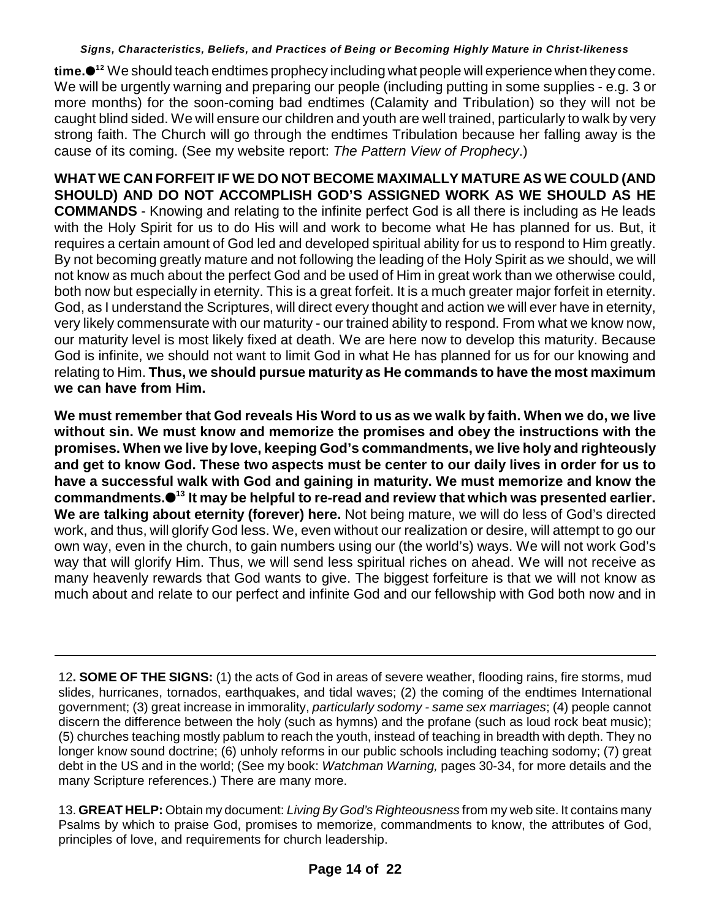**time.**●[12] We should teach endtimes prophecy including what people will experience when they come. We will be urgently warning and preparing our people (including putting in some supplies - e.g. 3 or more months) for the soon-coming bad endtimes (Calamity and Tribulation) so they will not be caught blind sided. We will ensure our children and youth are well trained, particularly to walk by very strong faith. The Church will go through the endtimes Tribulation because her falling away is the cause of its coming. (See my website report: *The Pattern View of Prophecy*.)

**WHAT WE CAN FORFEIT IF WE DO NOT BECOME MAXIMALLY MATURE AS WE COULD (AND SHOULD) AND DO NOT ACCOMPLISH GOD'S ASSIGNED WORK AS WE SHOULD AS HE COMMANDS** - Knowing and relating to the infinite perfect God is all there is including as He leads with the Holy Spirit for us to do His will and work to become what He has planned for us. But, it requires a certain amount of God led and developed spiritual ability for us to respond to Him greatly. By not becoming greatly mature and not following the leading of the Holy Spirit as we should, we will not know as much about the perfect God and be used of Him in great work than we otherwise could, both now but especially in eternity. This is a great forfeit. It is a much greater major forfeit in eternity. God, as I understand the Scriptures, will direct every thought and action we will ever have in eternity, very likely commensurate with our maturity - our trained ability to respond. From what we know now, our maturity level is most likely fixed at death. We are here now to develop this maturity. Because God is infinite, we should not want to limit God in what He has planned for us for our knowing and relating to Him. **Thus, we should pursue maturity as He commands to have the most maximum we can have from Him.**

**We must remember that God reveals His Word to us as we walk by faith. When we do, we live without sin. We must know and memorize the promises and obey the instructions with the promises. When we live by love, keeping God's commandments, we live holy and righteously and get to know God. These two aspects must be center to our daily lives in order for us to have a successful walk with God and gaining in maturity. We must memorize and know the commandments.●[13] It may be helpful to re-read and review that which was presented earlier. We are talking about eternity (forever) here.** Not being mature, we will do less of God's directed work, and thus, will glorify God less. We, even without our realization or desire, will attempt to go our own way, even in the church, to gain numbers using our (the world's) ways. We will not work God's way that will glorify Him. Thus, we will send less spiritual riches on ahead. We will not receive as many heavenly rewards that God wants to give. The biggest forfeiture is that we will not know as much about and relate to our perfect and infinite God and our fellowship with God both now and in

---

12**. SOME OF THE SIGNS:** (1) the acts of God in areas of severe weather, flooding rains, fire storms, mud slides, hurricanes, tornados, earthquakes, and tidal waves; (2) the coming of the endtimes International government; (3) great increase in immorality, *particularly sodomy - same sex marriages*; (4) people cannot discern the difference between the holy (such as hymns) and the profane (such as loud rock beat music); (5) churches teaching mostly pablum to reach the youth, instead of teaching in breadth with depth. They no longer know sound doctrine; (6) unholy reforms in our public schools including teaching sodomy; (7) great debt in the US and in the world; (See my book: *Watchman Warning,* pages 30-34, for more details and the many Scripture references.) There are many more.

13. **GREAT HELP:** Obtain my document: *Living By God's Righteousness* from my web site. It contains many Psalms by which to praise God, promises to memorize, commandments to know, the attributes of God, principles of love, and requirements for church leadership.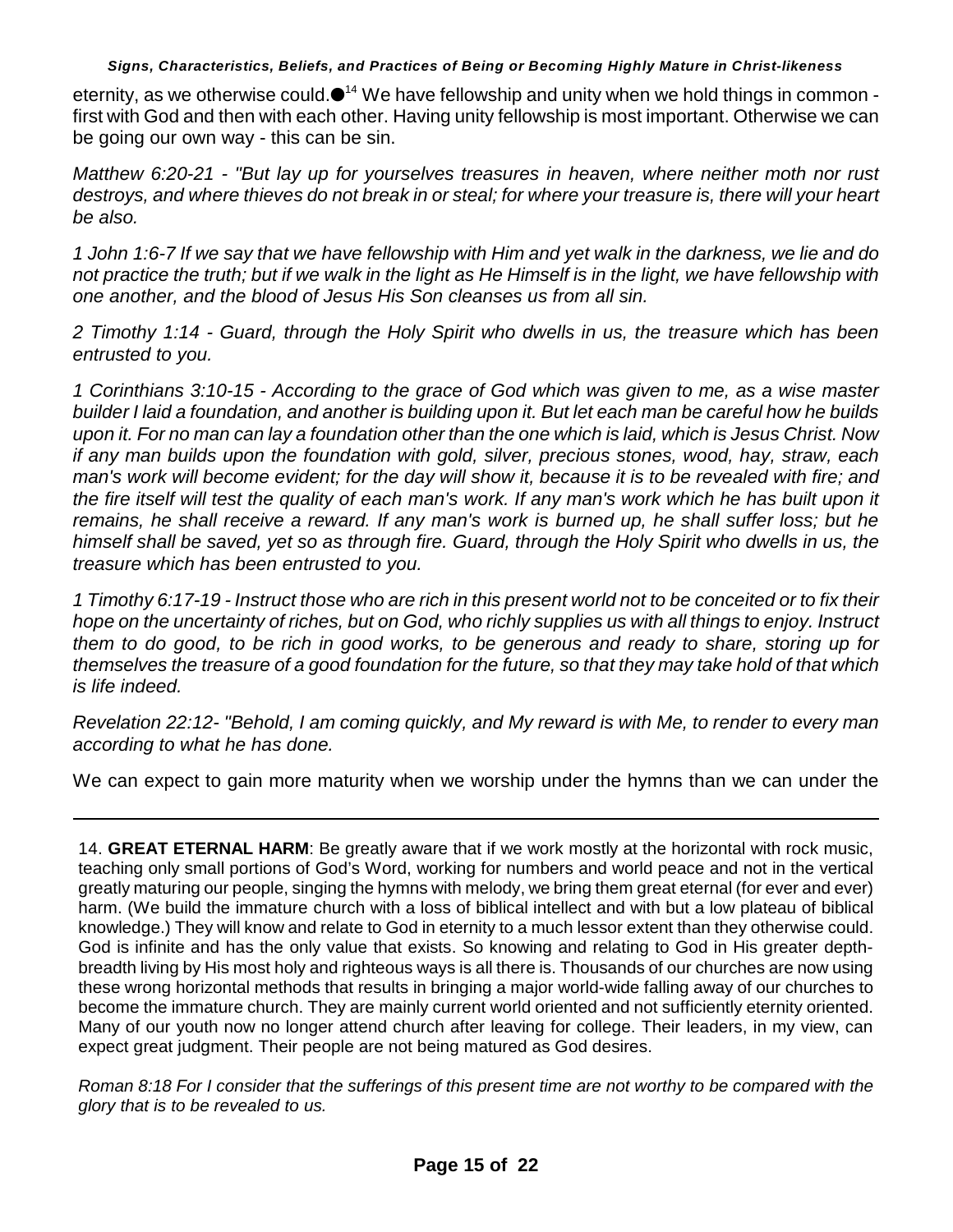eternity, as we otherwise could.● [14] We have fellowship and unity when we hold things in common - first with God and then with each other. Having unity fellowship is most important. Otherwise we can be going our own way - this can be sin.

*Matthew 6:20-21 - "But lay up for yourselves treasures in heaven, where neither moth nor rust destroys, and where thieves do not break in or steal; for where your treasure is, there will your heart be also.*

*1 John 1:6-7 If we say that we have fellowship with Him and yet walk in the darkness, we lie and do not practice the truth; but if we walk in the light as He Himself is in the light, we have fellowship with one another, and the blood of Jesus His Son cleanses us from all sin.*

*2 Timothy 1:14 - Guard, through the Holy Spirit who dwells in us, the treasure which has been entrusted to you.*

*1 Corinthians 3:10-15 - According to the grace of God which was given to me, as a wise master builder I laid a foundation, and another is building upon it. But let each man be careful how he builds upon it. For no man can lay a foundation other than the one which is laid, which is Jesus Christ. Now if any man builds upon the foundation with gold, silver, precious stones, wood, hay, straw, each man's work will become evident; for the day will show it, because it is to be revealed with fire; and the fire itself will test the quality of each man's work. If any man's work which he has built upon it remains, he shall receive a reward. If any man's work is burned up, he shall suffer loss; but he himself shall be saved, yet so as through fire. Guard, through the Holy Spirit who dwells in us, the treasure which has been entrusted to you.*

*1 Timothy 6:17-19 - Instruct those who are rich in this present world not to be conceited or to fix their hope on the uncertainty of riches, but on God, who richly supplies us with all things to enjoy. Instruct them to do good, to be rich in good works, to be generous and ready to share, storing up for themselves the treasure of a good foundation for the future, so that they may take hold of that which is life indeed.*

*Revelation 22:12- "Behold, I am coming quickly, and My reward is with Me, to render to every man according to what he has done.*

We can expect to gain more maturity when we worship under the hymns than we can under the

---

14. **GREAT ETERNAL HARM**: Be greatly aware that if we work mostly at the horizontal with rock music, teaching only small portions of God's Word, working for numbers and world peace and not in the vertical greatly maturing our people, singing the hymns with melody, we bring them great eternal (for ever and ever) harm. (We build the immature church with a loss of biblical intellect and with but a low plateau of biblical knowledge.) They will know and relate to God in eternity to a much lessor extent than they otherwise could. God is infinite and has the only value that exists. So knowing and relating to God in His greater depth-breadth living by His most holy and righteous ways is all there is. Thousands of our churches are now using these wrong horizontal methods that results in bringing a major world-wide falling away of our churches to become the immature church. They are mainly current world oriented and not sufficiently eternity oriented. Many of our youth now no longer attend church after leaving for college. Their leaders, in my view, can expect great judgment. Their people are not being matured as God desires.

*Roman 8:18 For I consider that the sufferings of this present time are not worthy to be compared with the glory that is to be revealed to us.*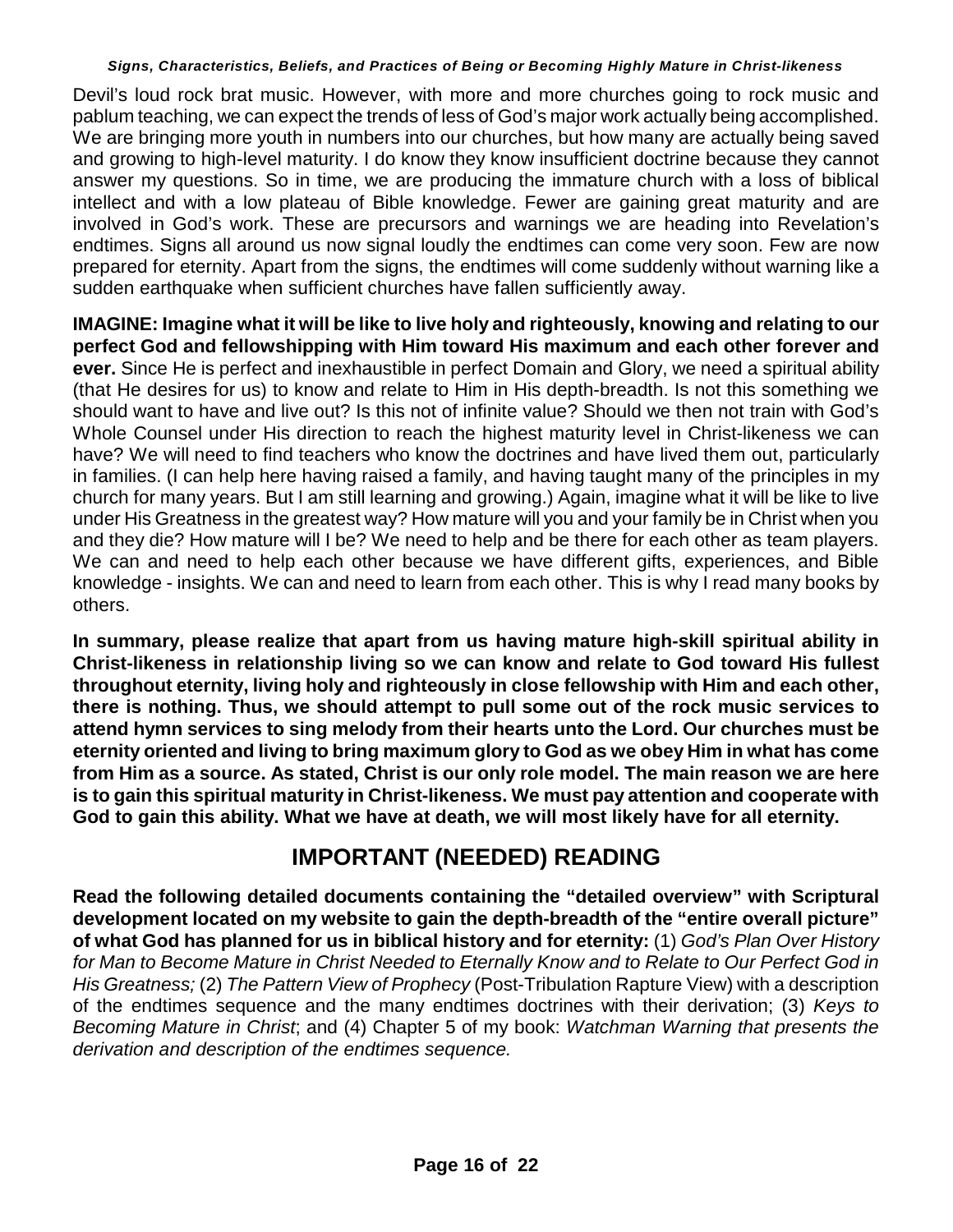Devil's loud rock brat music. However, with more and more churches going to rock music and pablum teaching, we can expect the trends of less of God's major work actually being accomplished. We are bringing more youth in numbers into our churches, but how many are actually being saved and growing to high-level maturity. I do know they know insufficient doctrine because they cannot answer my questions. So in time, we are producing the immature church with a loss of biblical intellect and with a low plateau of Bible knowledge. Fewer are gaining great maturity and are involved in God's work. These are precursors and warnings we are heading into Revelation's endtimes. Signs all around us now signal loudly the endtimes can come very soon. Few are now prepared for eternity. Apart from the signs, the endtimes will come suddenly without warning like a sudden earthquake when sufficient churches have fallen sufficiently away.

**IMAGINE: Imagine what it will be like to live holy and righteously, knowing and relating to our perfect God and fellowshipping with Him toward His maximum and each other forever and ever.** Since He is perfect and inexhaustible in perfect Domain and Glory, we need a spiritual ability (that He desires for us) to know and relate to Him in His depth-breadth. Is not this something we should want to have and live out? Is this not of infinite value? Should we then not train with God's Whole Counsel under His direction to reach the highest maturity level in Christ-likeness we can have? We will need to find teachers who know the doctrines and have lived them out, particularly in families. (I can help here having raised a family, and having taught many of the principles in my church for many years. But I am still learning and growing.) Again, imagine what it will be like to live under His Greatness in the greatest way? How mature will you and your family be in Christ when you and they die? How mature will I be? We need to help and be there for each other as team players. We can and need to help each other because we have different gifts, experiences, and Bible knowledge - insights. We can and need to learn from each other. This is why I read many books by others.

**In summary, please realize that apart from us having mature high-skill spiritual ability in Christ-likeness in relationship living so we can know and relate to God toward His fullest throughout eternity, living holy and righteously in close fellowship with Him and each other, there is nothing. Thus, we should attempt to pull some out of the rock music services to attend hymn services to sing melody from their hearts unto the Lord. Our churches must be eternity oriented and living to bring maximum glory to God as we obey Him in what has come from Him as a source. As stated, Christ is our only role model. The main reason we are here is to gain this spiritual maturity in Christ-likeness. We must pay attention and cooperate with God to gain this ability. What we have at death, we will most likely have for all eternity.**

## IMPORTANT (NEEDED) READING

**Read the following detailed documents containing the "detailed overview" with Scriptural development located on my website to gain the depth-breadth of the "entire overall picture" of what God has planned for us in biblical history and for eternity:** (1) *God's Plan Over History for Man to Become Mature in Christ Needed to Eternally Know and to Relate to Our Perfect God in His Greatness;* (2) *The Pattern View of Prophecy* (Post-Tribulation Rapture View) with a description of the endtimes sequence and the many endtimes doctrines with their derivation; (3) *Keys to Becoming Mature in Christ*; and (4) Chapter 5 of my book: *Watchman Warning that presents the derivation and description of the endtimes sequence.*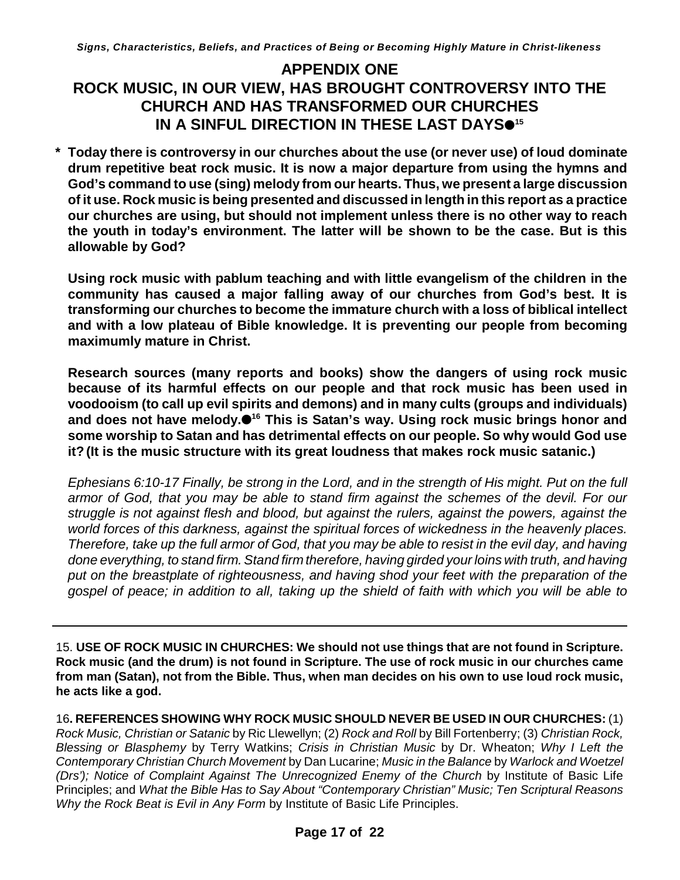# APPENDIX ONE

# ROCK MUSIC, IN OUR VIEW, HAS BROUGHT CONTROVERSY INTO THE CHURCH AND HAS TRANSFORMED OUR CHURCHES IN A SINFUL DIRECTION IN THESE LAST DAYS●[15]

* **Today there is controversy in our churches about the use (or never use) of loud dominate drum repetitive beat rock music. It is now a major departure from using the hymns and God's command to use (sing) melody from our hearts. Thus, we present a large discussion of it use. Rock music is being presented and discussed in length in this report as a practice our churches are using, but should not implement unless there is no other way to reach the youth in today's environment. The latter will be shown to be the case. But is this allowable by God?**

  **Using rock music with pablum teaching and with little evangelism of the children in the community has caused a major falling away of our churches from God's best. It is transforming our churches to become the immature church with a loss of biblical intellect and with a low plateau of Bible knowledge. It is preventing our people from becoming maximumly mature in Christ.**

  **Research sources (many reports and books) show the dangers of using rock music because of its harmful effects on our people and that rock music has been used in voodooism (to call up evil spirits and demons) and in many cults (groups and individuals) and does not have melody.●[16] This is Satan's way. Using rock music brings honor and some worship to Satan and has detrimental effects on our people. So why would God use it? (It is the music structure with its great loudness that makes rock music satanic.)**

  *Ephesians 6:10-17 Finally, be strong in the Lord, and in the strength of His might. Put on the full armor of God, that you may be able to stand firm against the schemes of the devil. For our struggle is not against flesh and blood, but against the rulers, against the powers, against the world forces of this darkness, against the spiritual forces of wickedness in the heavenly places. Therefore, take up the full armor of God, that you may be able to resist in the evil day, and having done everything, to stand firm. Stand firm therefore, having girded your loins with truth, and having put on the breastplate of righteousness, and having shod your feet with the preparation of the gospel of peace; in addition to all, taking up the shield of faith with which you will be able to*

---

15. **USE OF ROCK MUSIC IN CHURCHES: We should not use things that are not found in Scripture. Rock music (and the drum) is not found in Scripture. The use of rock music in our churches came from man (Satan), not from the Bible. Thus, when man decides on his own to use loud rock music, he acts like a god.**

16**. REFERENCES SHOWING WHY ROCK MUSIC SHOULD NEVER BE USED IN OUR CHURCHES:** (1) *Rock Music, Christian or Satanic* by Ric Llewellyn; (2) *Rock and Roll* by Bill Fortenberry; (3) *Christian Rock, Blessing or Blasphemy* by Terry Watkins; *Crisis in Christian Music* by Dr. Wheaton; *Why I Left the Contemporary Christian Church Movement* by Dan Lucarine; *Music in the Balance* by *Warlock and Woetzel (Drs'); Notice of Complaint Against The Unrecognized Enemy of the Church* by Institute of Basic Life Principles; and *What the Bible Has to Say About "Contemporary Christian" Music; Ten Scriptural Reasons Why the Rock Beat is Evil in Any Form* by Institute of Basic Life Principles.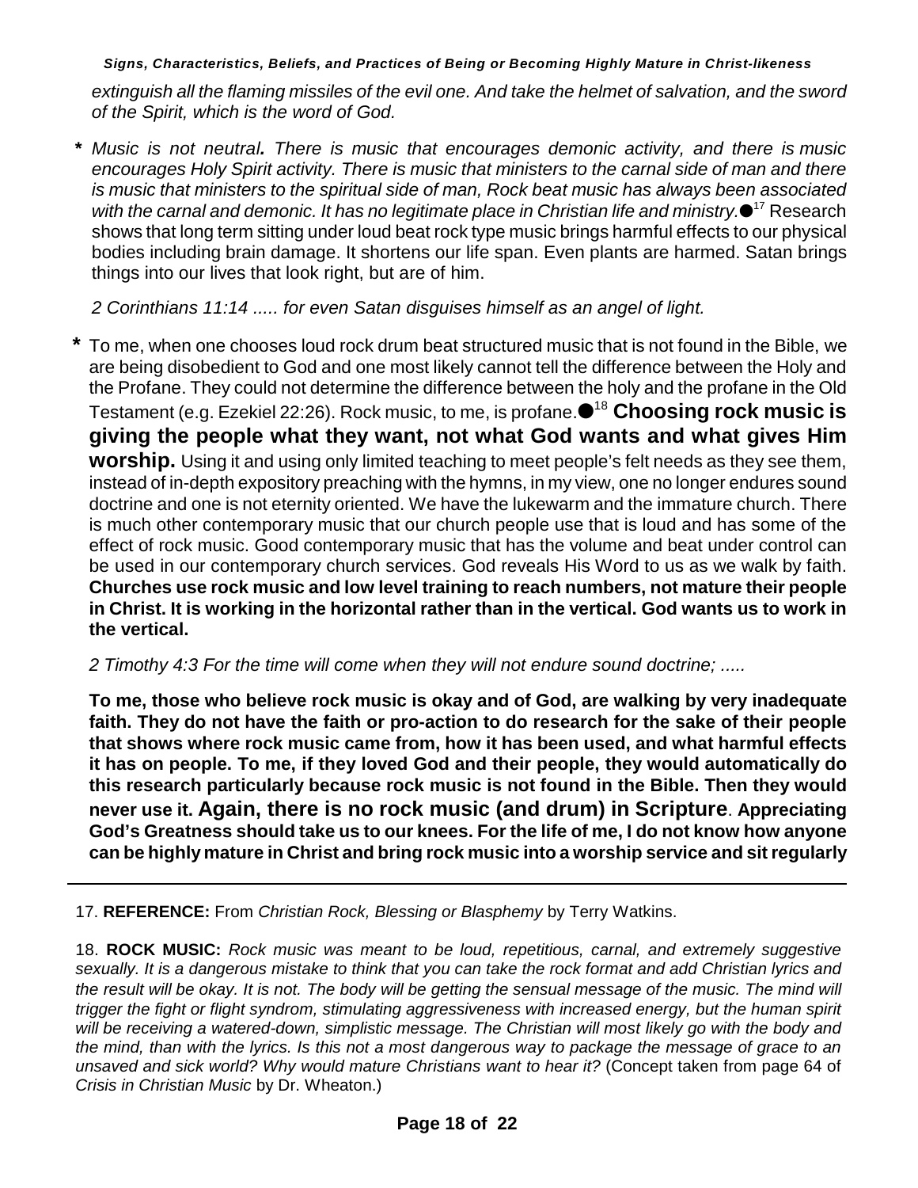*extinguish all the flaming missiles of the evil one. And take the helmet of salvation, and the sword of the Spirit, which is the word of God.*

* *Music is not neutral.* *There is music that encourages demonic activity, and there is music encourages Holy Spirit activity. There is music that ministers to the carnal side of man and there is music that ministers to the spiritual side of man, Rock beat music has always been associated with the carnal and demonic. It has no legitimate place in Christian life and ministry.*●[17] Research shows that long term sitting under loud beat rock type music brings harmful effects to our physical bodies including brain damage. It shortens our life span. Even plants are harmed. Satan brings things into our lives that look right, but are of him.

  *2 Corinthians 11:14 ..... for even Satan disguises himself as an angel of light.*

* To me, when one chooses loud rock drum beat structured music that is not found in the Bible, we are being disobedient to God and one most likely cannot tell the difference between the Holy and the Profane. They could not determine the difference between the holy and the profane in the Old Testament (e.g. Ezekiel 22:26). Rock music, to me, is profane.●[18] **Choosing rock music is giving the people what they want, not what God wants and what gives Him worship.** Using it and using only limited teaching to meet people's felt needs as they see them, instead of in-depth expository preaching with the hymns, in my view, one no longer endures sound doctrine and one is not eternity oriented. We have the lukewarm and the immature church. There is much other contemporary music that our church people use that is loud and has some of the effect of rock music. Good contemporary music that has the volume and beat under control can be used in our contemporary church services. God reveals His Word to us as we walk by faith. **Churches use rock music and low level training to reach numbers, not mature their people in Christ. It is working in the horizontal rather than in the vertical. God wants us to work in the vertical.**

  *2 Timothy 4:3 For the time will come when they will not endure sound doctrine; .....*

  **To me, those who believe rock music is okay and of God, are walking by very inadequate faith. They do not have the faith or pro-action to do research for the sake of their people that shows where rock music came from, how it has been used, and what harmful effects it has on people. To me, if they loved God and their people, they would automatically do this research particularly because rock music is not found in the Bible. Then they would never use it. Again, there is no rock music (and drum) in Scripture. Appreciating God's Greatness should take us to our knees. For the life of me, I do not know how anyone can be highly mature in Christ and bring rock music into a worship service and sit regularly**

---

17. **REFERENCE:** From *Christian Rock, Blessing or Blasphemy* by Terry Watkins.

18. **ROCK MUSIC:** *Rock music was meant to be loud, repetitious, carnal, and extremely suggestive sexually. It is a dangerous mistake to think that you can take the rock format and add Christian lyrics and the result will be okay. It is not. The body will be getting the sensual message of the music. The mind will trigger the fight or flight syndrom, stimulating aggressiveness with increased energy, but the human spirit will be receiving a watered-down, simplistic message. The Christian will most likely go with the body and the mind, than with the lyrics. Is this not a most dangerous way to package the message of grace to an unsaved and sick world? Why would mature Christians want to hear it?* (Concept taken from page 64 of *Crisis in Christian Music* by Dr. Wheaton.)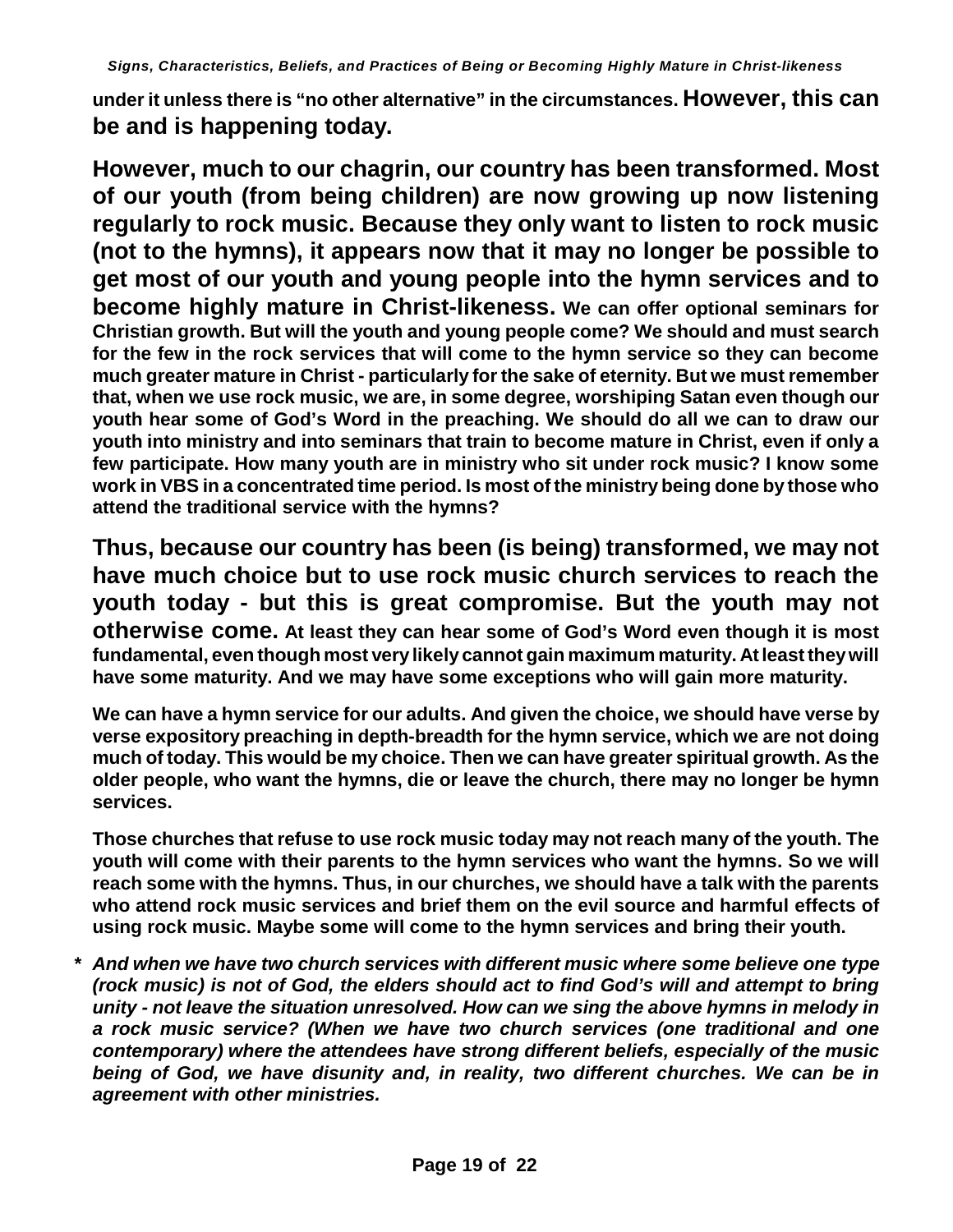**under it unless there is "no other alternative" in the circumstances. However, this can be and is happening today.**

**However, much to our chagrin, our country has been transformed. Most of our youth (from being children) are now growing up now listening regularly to rock music. Because they only want to listen to rock music (not to the hymns), it appears now that it may no longer be possible to get most of our youth and young people into the hymn services and to become highly mature in Christ-likeness. We can offer optional seminars for Christian growth. But will the youth and young people come? We should and must search for the few in the rock services that will come to the hymn service so they can become much greater mature in Christ - particularly for the sake of eternity. But we must remember that, when we use rock music, we are, in some degree, worshiping Satan even though our youth hear some of God's Word in the preaching. We should do all we can to draw our youth into ministry and into seminars that train to become mature in Christ, even if only a few participate. How many youth are in ministry who sit under rock music? I know some work in VBS in a concentrated time period. Is most of the ministry being done by those who attend the traditional service with the hymns?**

**Thus, because our country has been (is being) transformed, we may not have much choice but to use rock music church services to reach the youth today - but this is great compromise. But the youth may not otherwise come. At least they can hear some of God's Word even though it is most fundamental, even though most very likely cannot gain maximum maturity. At least they will have some maturity. And we may have some exceptions who will gain more maturity.**

**We can have a hymn service for our adults. And given the choice, we should have verse by verse expository preaching in depth-breadth for the hymn service, which we are not doing much of today. This would be my choice. Then we can have greater spiritual growth. As the older people, who want the hymns, die or leave the church, there may no longer be hymn services.**

**Those churches that refuse to use rock music today may not reach many of the youth. The youth will come with their parents to the hymn services who want the hymns. So we will reach some with the hymns. Thus, in our churches, we should have a talk with the parents who attend rock music services and brief them on the evil source and harmful effects of using rock music. Maybe some will come to the hymn services and bring their youth.**

* ***And when we have two church services with different music where some believe one type (rock music) is not of God, the elders should act to find God's will and attempt to bring unity - not leave the situation unresolved. How can we sing the above hymns in melody in a rock music service? (When we have two church services (one traditional and one contemporary) where the attendees have strong different beliefs, especially of the music being of God, we have disunity and, in reality, two different churches. We can be in agreement with other ministries.***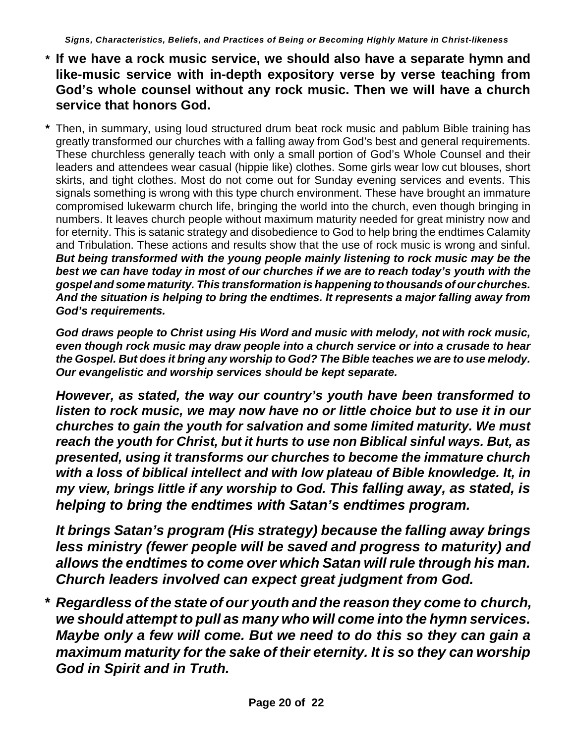* **If we have a rock music service, we should also have a separate hymn and like-music service with in-depth expository verse by verse teaching from God's whole counsel without any rock music. Then we will have a church service that honors God.**

* Then, in summary, using loud structured drum beat rock music and pablum Bible training has greatly transformed our churches with a falling away from God's best and general requirements. These churchless generally teach with only a small portion of God's Whole Counsel and their leaders and attendees wear casual (hippie like) clothes. Some girls wear low cut blouses, short skirts, and tight clothes. Most do not come out for Sunday evening services and events. This signals something is wrong with this type church environment. These have brought an immature compromised lukewarm church life, bringing the world into the church, even though bringing in numbers. It leaves church people without maximum maturity needed for great ministry now and for eternity. This is satanic strategy and disobedience to God to help bring the endtimes Calamity and Tribulation. These actions and results show that the use of rock music is wrong and sinful. ***But being transformed with the young people mainly listening to rock music may be the best we can have today in most of our churches if we are to reach today's youth with the gospel and some maturity. This transformation is happening to thousands of our churches. And the situation is helping to bring the endtimes. It represents a major falling away from God's requirements.***

  ***God draws people to Christ using His Word and music with melody, not with rock music, even though rock music may draw people into a church service or into a crusade to hear the Gospel. But does it bring any worship to God? The Bible teaches we are to use melody. Our evangelistic and worship services should be kept separate.***

  ***However, as stated, the way our country's youth have been transformed to listen to rock music, we may now have no or little choice but to use it in our churches to gain the youth for salvation and some limited maturity. We must reach the youth for Christ, but it hurts to use non Biblical sinful ways. But, as presented, using it transforms our churches to become the immature church with a loss of biblical intellect and with low plateau of Bible knowledge. It, in my view, brings little if any worship to God. This falling away, as stated, is helping to bring the endtimes with Satan's endtimes program.***

  ***It brings Satan's program (His strategy) because the falling away brings less ministry (fewer people will be saved and progress to maturity) and allows the endtimes to come over which Satan will rule through his man. Church leaders involved can expect great judgment from God.***

* ***Regardless of the state of our youth and the reason they come to church, we should attempt to pull as many who will come into the hymn services. Maybe only a few will come. But we need to do this so they can gain a maximum maturity for the sake of their eternity. It is so they can worship God in Spirit and in Truth.***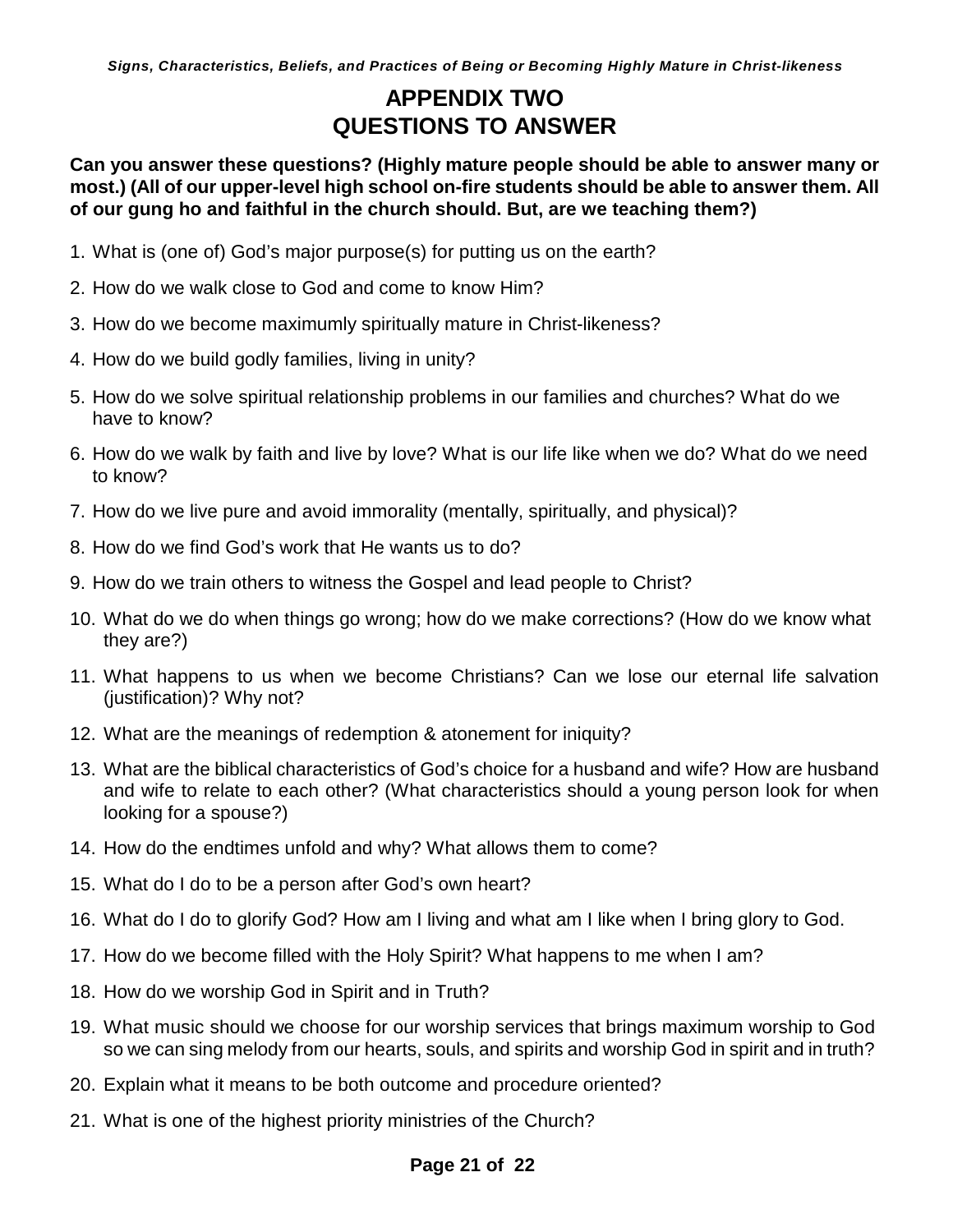# APPENDIX TWO
# QUESTIONS TO ANSWER

**Can you answer these questions? (Highly mature people should be able to answer many or most.) (All of our upper-level high school on-fire students should be able to answer them. All of our gung ho and faithful in the church should. But, are we teaching them?)**

1. What is (one of) God's major purpose(s) for putting us on the earth?
2. How do we walk close to God and come to know Him?
3. How do we become maximumly spiritually mature in Christ-likeness?
4. How do we build godly families, living in unity?
5. How do we solve spiritual relationship problems in our families and churches? What do we have to know?
6. How do we walk by faith and live by love? What is our life like when we do? What do we need to know?
7. How do we live pure and avoid immorality (mentally, spiritually, and physical)?
8. How do we find God's work that He wants us to do?
9. How do we train others to witness the Gospel and lead people to Christ?
10. What do we do when things go wrong; how do we make corrections? (How do we know what they are?)
11. What happens to us when we become Christians? Can we lose our eternal life salvation (justification)? Why not?
12. What are the meanings of redemption & atonement for iniquity?
13. What are the biblical characteristics of God's choice for a husband and wife? How are husband and wife to relate to each other? (What characteristics should a young person look for when looking for a spouse?)
14. How do the endtimes unfold and why? What allows them to come?
15. What do I do to be a person after God's own heart?
16. What do I do to glorify God? How am I living and what am I like when I bring glory to God.
17. How do we become filled with the Holy Spirit? What happens to me when I am?
18. How do we worship God in Spirit and in Truth?
19. What music should we choose for our worship services that brings maximum worship to God so we can sing melody from our hearts, souls, and spirits and worship God in spirit and in truth?
20. Explain what it means to be both outcome and procedure oriented?
21. What is one of the highest priority ministries of the Church?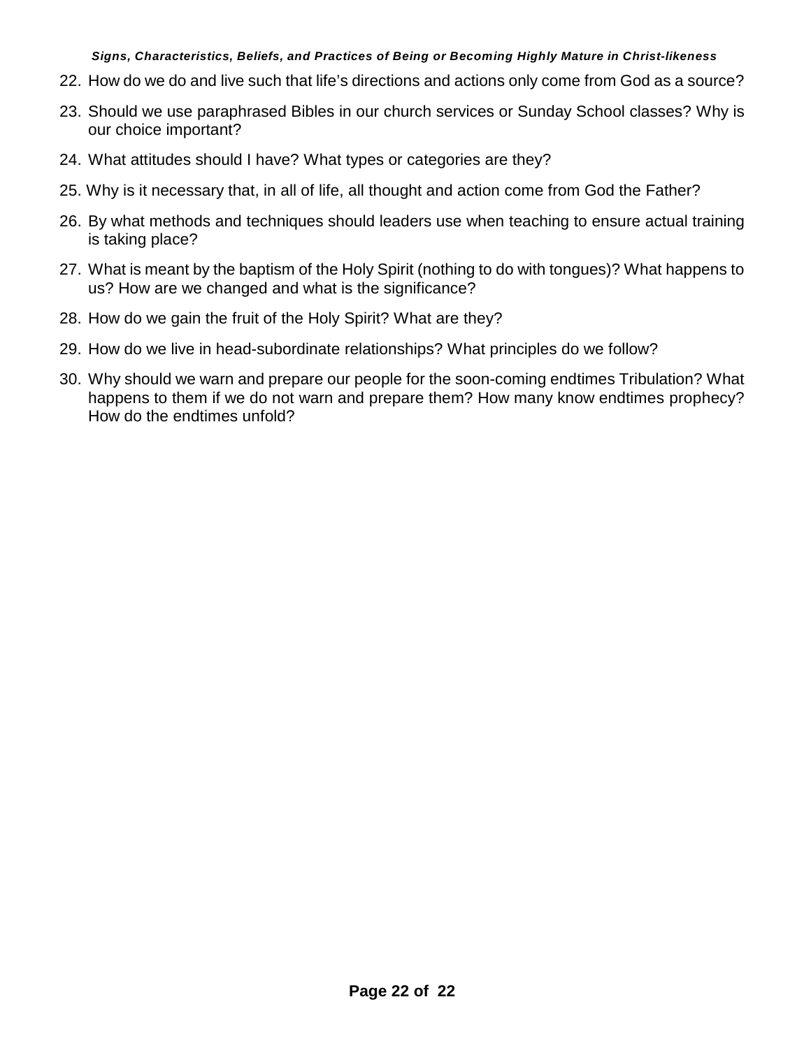22. How do we do and live such that life's directions and actions only come from God as a source?
23. Should we use paraphrased Bibles in our church services or Sunday School classes? Why is our choice important?
24. What attitudes should I have? What types or categories are they?
25. Why is it necessary that, in all of life, all thought and action come from God the Father?
26. By what methods and techniques should leaders use when teaching to ensure actual training is taking place?
27. What is meant by the baptism of the Holy Spirit (nothing to do with tongues)? What happens to us? How are we changed and what is the significance?
28. How do we gain the fruit of the Holy Spirit? What are they?
29. How do we live in head-subordinate relationships? What principles do we follow?
30. Why should we warn and prepare our people for the soon-coming endtimes Tribulation? What happens to them if we do not warn and prepare them? How many know endtimes prophecy? How do the endtimes unfold?